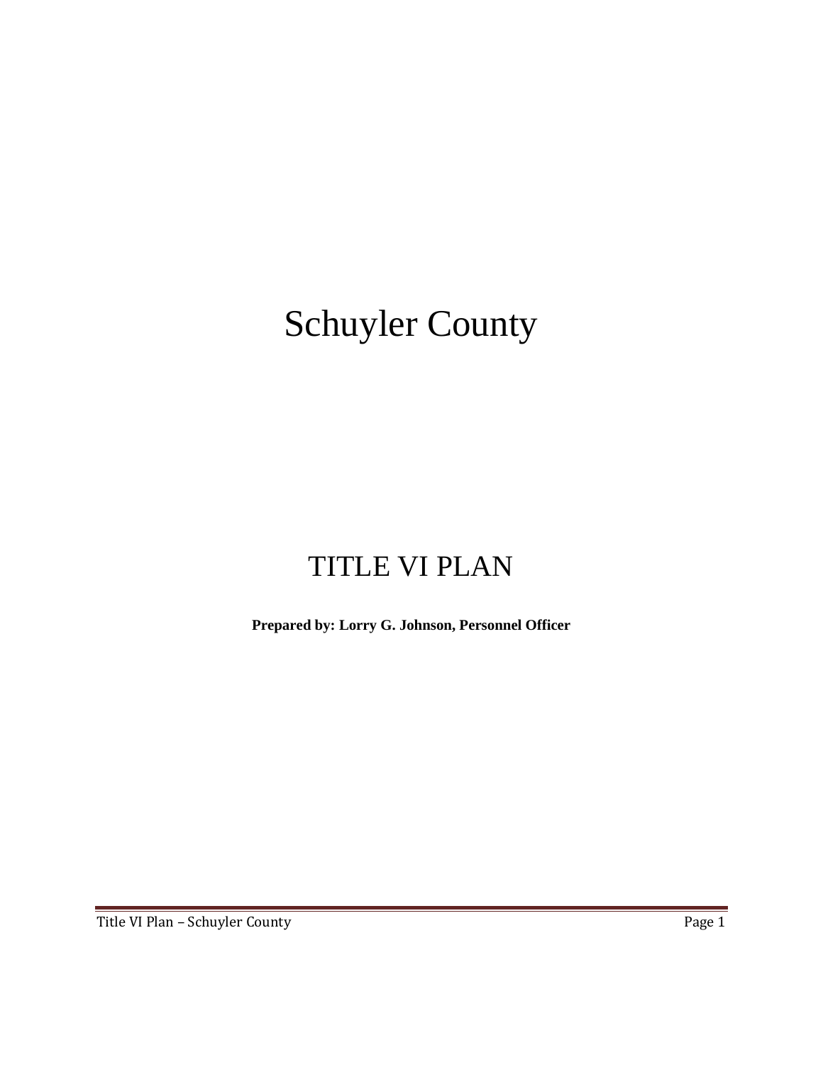# Schuyler County

# TITLE VI PLAN

**Prepared by: Lorry G. Johnson, Personnel Officer**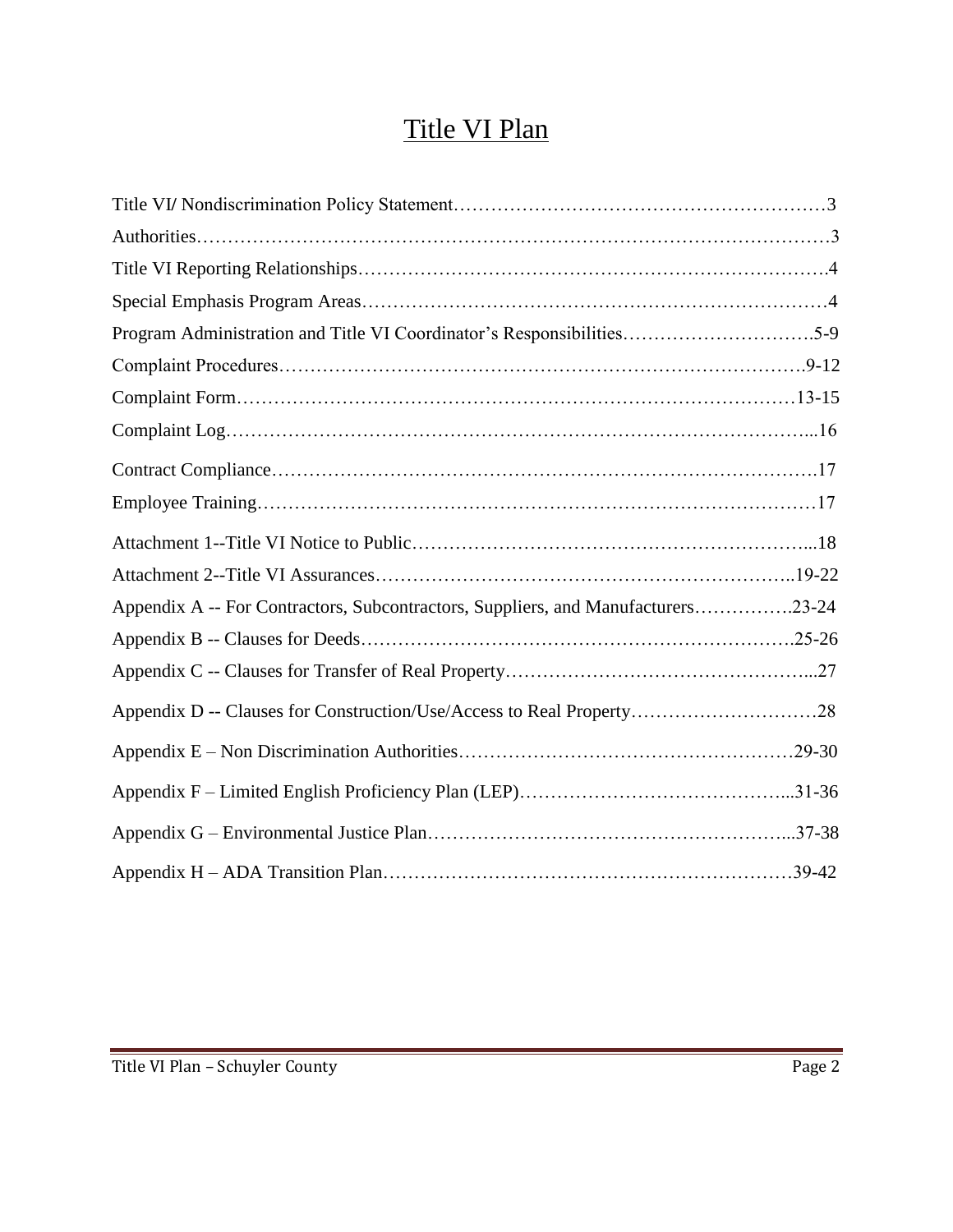# Title VI Plan

Title VI/ Nondiscrimination Policy Statement……………………………………………………3

Authorities……………………………………………………………………………………3

Title VI Reporting Relationships……………………………………………………………….4

Special Emphasis Program Areas………………………………………………………………4

Program Administration and Title VI Coordinator's Responsibilities………………………….5-9

Complaint Procedures……………………………………………………………………….9-12

Complaint Form…………………………………………………………………………13-15

Complaint Log…………………………………………………………………………...16

Contract Compliance……………………………………………………………………….17

Employee Training…………………………………………………………………………17

Attachment 1--Title VI Notice to Public………………………………………………………...18

Attachment 2--Title VI Assurances……………………………………………………………..19-22

Appendix A -- For Contractors, Subcontractors, Suppliers, and Manufacturers…………….23-24

Appendix B -- Clauses for Deeds……………………………………………………………….25-26

Appendix C -- Clauses for Transfer of Real Property…………………………………………...27

Appendix D -- Clauses for Construction/Use/Access to Real Property…………………………28

Appendix E – Non Discrimination Authorities………………………………………………29-30

Appendix F – Limited English Proficiency Plan (LEP)……………………………………...31-36

Appendix G – Environmental Justice Plan…………………………………………………...37-38

Appendix H – ADA Transition Plan…………………………………………………………39-42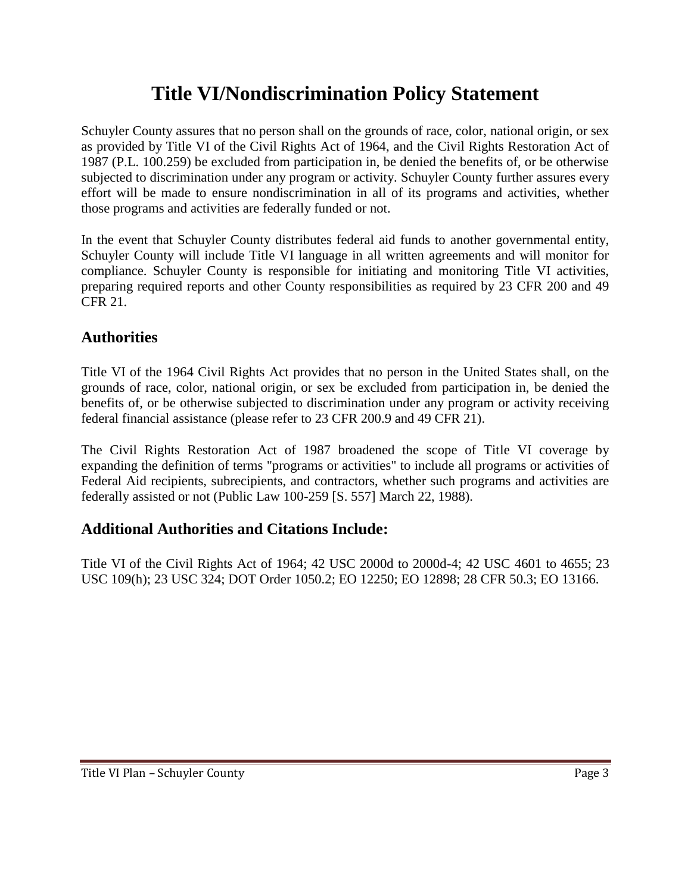# Title VI/Nondiscrimination Policy Statement

Schuyler County assures that no person shall on the grounds of race, color, national origin, or sex as provided by Title VI of the Civil Rights Act of 1964, and the Civil Rights Restoration Act of 1987 (P.L. 100.259) be excluded from participation in, be denied the benefits of, or be otherwise subjected to discrimination under any program or activity. Schuyler County further assures every effort will be made to ensure nondiscrimination in all of its programs and activities, whether those programs and activities are federally funded or not.

In the event that Schuyler County distributes federal aid funds to another governmental entity, Schuyler County will include Title VI language in all written agreements and will monitor for compliance. Schuyler County is responsible for initiating and monitoring Title VI activities, preparing required reports and other County responsibilities as required by 23 CFR 200 and 49 CFR 21.

## Authorities

Title VI of the 1964 Civil Rights Act provides that no person in the United States shall, on the grounds of race, color, national origin, or sex be excluded from participation in, be denied the benefits of, or be otherwise subjected to discrimination under any program or activity receiving federal financial assistance (please refer to 23 CFR 200.9 and 49 CFR 21).

The Civil Rights Restoration Act of 1987 broadened the scope of Title VI coverage by expanding the definition of terms "programs or activities" to include all programs or activities of Federal Aid recipients, subrecipients, and contractors, whether such programs and activities are federally assisted or not (Public Law 100-259 [S. 557] March 22, 1988).

## Additional Authorities and Citations Include:

Title VI of the Civil Rights Act of 1964; 42 USC 2000d to 2000d-4; 42 USC 4601 to 4655; 23 USC 109(h); 23 USC 324; DOT Order 1050.2; EO 12250; EO 12898; 28 CFR 50.3; EO 13166.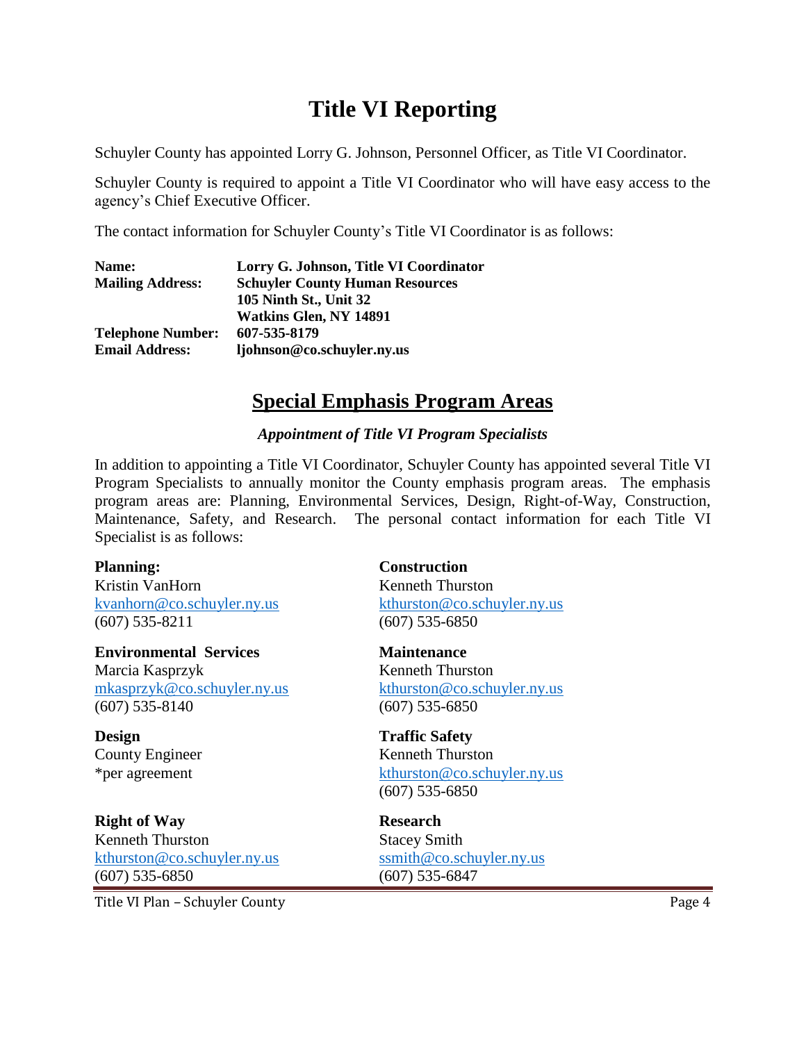# Title VI Reporting

Schuyler County has appointed Lorry G. Johnson, Personnel Officer, as Title VI Coordinator.

Schuyler County is required to appoint a Title VI Coordinator who will have easy access to the agency's Chief Executive Officer.

The contact information for Schuyler County's Title VI Coordinator is as follows:

| | |
|---|---|
| **Name:** | **Lorry G. Johnson, Title VI Coordinator** |
| **Mailing Address:** | **Schuyler County Human Resources** |
| | **105 Ninth St., Unit 32** |
| | **Watkins Glen, NY 14891** |
| **Telephone Number:** | **607-535-8179** |
| **Email Address:** | **ljohnson@co.schuyler.ny.us** |

## Special Emphasis Program Areas

***Appointment of Title VI Program Specialists***

In addition to appointing a Title VI Coordinator, Schuyler County has appointed several Title VI Program Specialists to annually monitor the County emphasis program areas. The emphasis program areas are: Planning, Environmental Services, Design, Right-of-Way, Construction, Maintenance, Safety, and Research. The personal contact information for each Title VI Specialist is as follows:

**Planning:**
Kristin VanHorn
kvanhorn@co.schuyler.ny.us
(607) 535-8211

**Environmental Services**
Marcia Kasprzyk
mkasprzyk@co.schuyler.ny.us
(607) 535-8140

**Design**
County Engineer
*per agreement

**Right of Way**
Kenneth Thurston
kthurston@co.schuyler.ny.us
(607) 535-6850

**Construction**
Kenneth Thurston
kthurston@co.schuyler.ny.us
(607) 535-6850

**Maintenance**
Kenneth Thurston
kthurston@co.schuyler.ny.us
(607) 535-6850

**Traffic Safety**
Kenneth Thurston
kthurston@co.schuyler.ny.us
(607) 535-6850

**Research**
Stacey Smith
ssmith@co.schuyler.ny.us
(607) 535-6847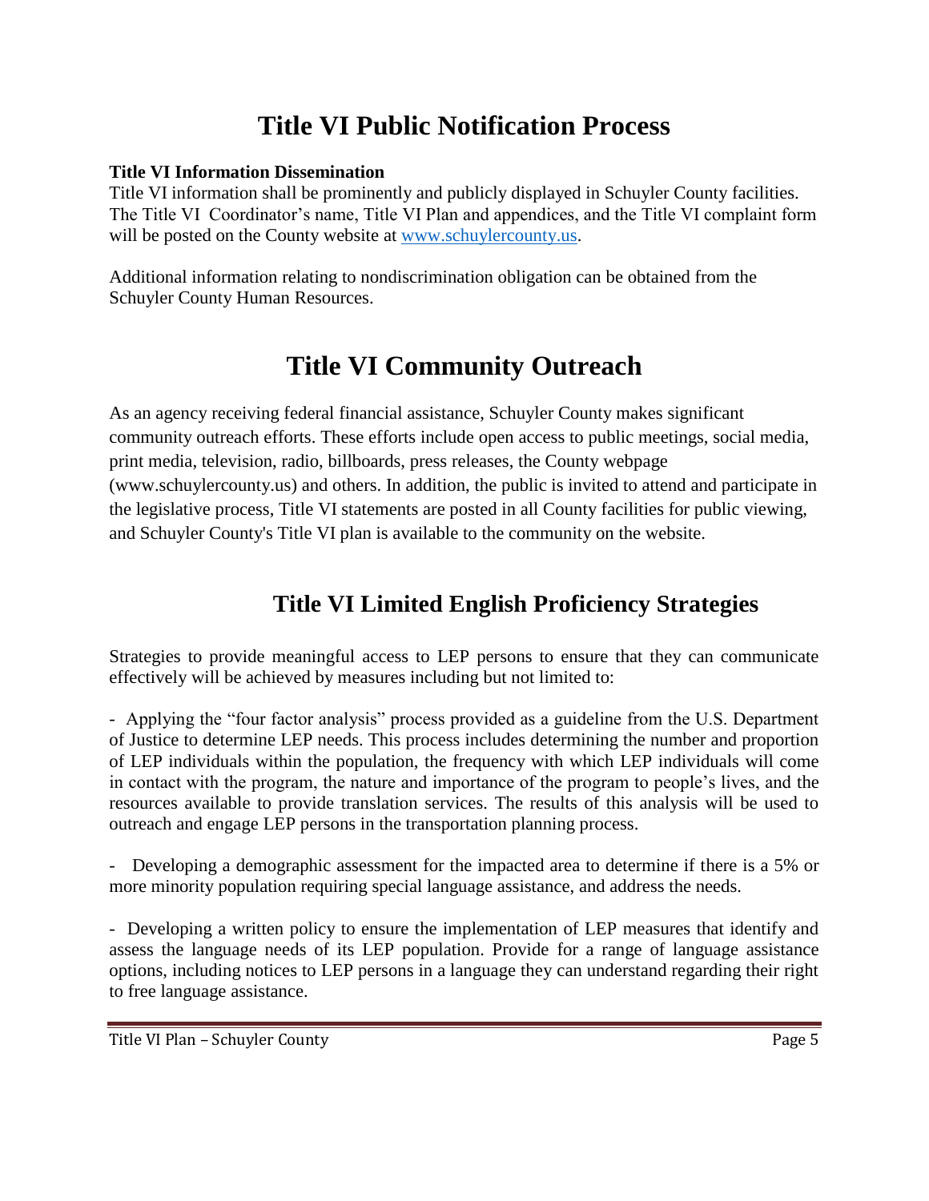# Title VI Public Notification Process

**Title VI Information Dissemination**

Title VI information shall be prominently and publicly displayed in Schuyler County facilities. The Title VI Coordinator's name, Title VI Plan and appendices, and the Title VI complaint form will be posted on the County website at [www.schuylercounty.us](http://www.schuylercounty.us).

Additional information relating to nondiscrimination obligation can be obtained from the Schuyler County Human Resources.

# Title VI Community Outreach

As an agency receiving federal financial assistance, Schuyler County makes significant community outreach efforts. These efforts include open access to public meetings, social media, print media, television, radio, billboards, press releases, the County webpage (www.schuylercounty.us) and others. In addition, the public is invited to attend and participate in the legislative process, Title VI statements are posted in all County facilities for public viewing, and Schuyler County's Title VI plan is available to the community on the website.

## Title VI Limited English Proficiency Strategies

Strategies to provide meaningful access to LEP persons to ensure that they can communicate effectively will be achieved by measures including but not limited to:

- Applying the "four factor analysis" process provided as a guideline from the U.S. Department of Justice to determine LEP needs. This process includes determining the number and proportion of LEP individuals within the population, the frequency with which LEP individuals will come in contact with the program, the nature and importance of the program to people's lives, and the resources available to provide translation services. The results of this analysis will be used to outreach and engage LEP persons in the transportation planning process.

- Developing a demographic assessment for the impacted area to determine if there is a 5% or more minority population requiring special language assistance, and address the needs.

- Developing a written policy to ensure the implementation of LEP measures that identify and assess the language needs of its LEP population. Provide for a range of language assistance options, including notices to LEP persons in a language they can understand regarding their right to free language assistance.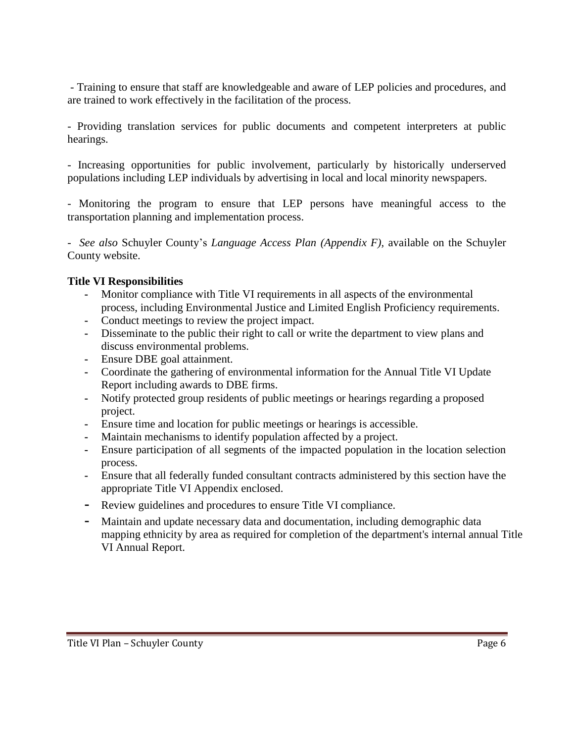- Training to ensure that staff are knowledgeable and aware of LEP policies and procedures, and are trained to work effectively in the facilitation of the process.

- Providing translation services for public documents and competent interpreters at public hearings.

- Increasing opportunities for public involvement, particularly by historically underserved populations including LEP individuals by advertising in local and local minority newspapers.

- Monitoring the program to ensure that LEP persons have meaningful access to the transportation planning and implementation process.

- *See also* Schuyler County's *Language Access Plan (Appendix F)*, available on the Schuyler County website.

**Title VI Responsibilities**

- Monitor compliance with Title VI requirements in all aspects of the environmental process, including Environmental Justice and Limited English Proficiency requirements.
- Conduct meetings to review the project impact.
- Disseminate to the public their right to call or write the department to view plans and discuss environmental problems.
- Ensure DBE goal attainment.
- Coordinate the gathering of environmental information for the Annual Title VI Update Report including awards to DBE firms.
- Notify protected group residents of public meetings or hearings regarding a proposed project.
- Ensure time and location for public meetings or hearings is accessible.
- Maintain mechanisms to identify population affected by a project.
- Ensure participation of all segments of the impacted population in the location selection process.
- Ensure that all federally funded consultant contracts administered by this section have the appropriate Title VI Appendix enclosed.
- Review guidelines and procedures to ensure Title VI compliance.
- Maintain and update necessary data and documentation, including demographic data mapping ethnicity by area as required for completion of the department's internal annual Title VI Annual Report.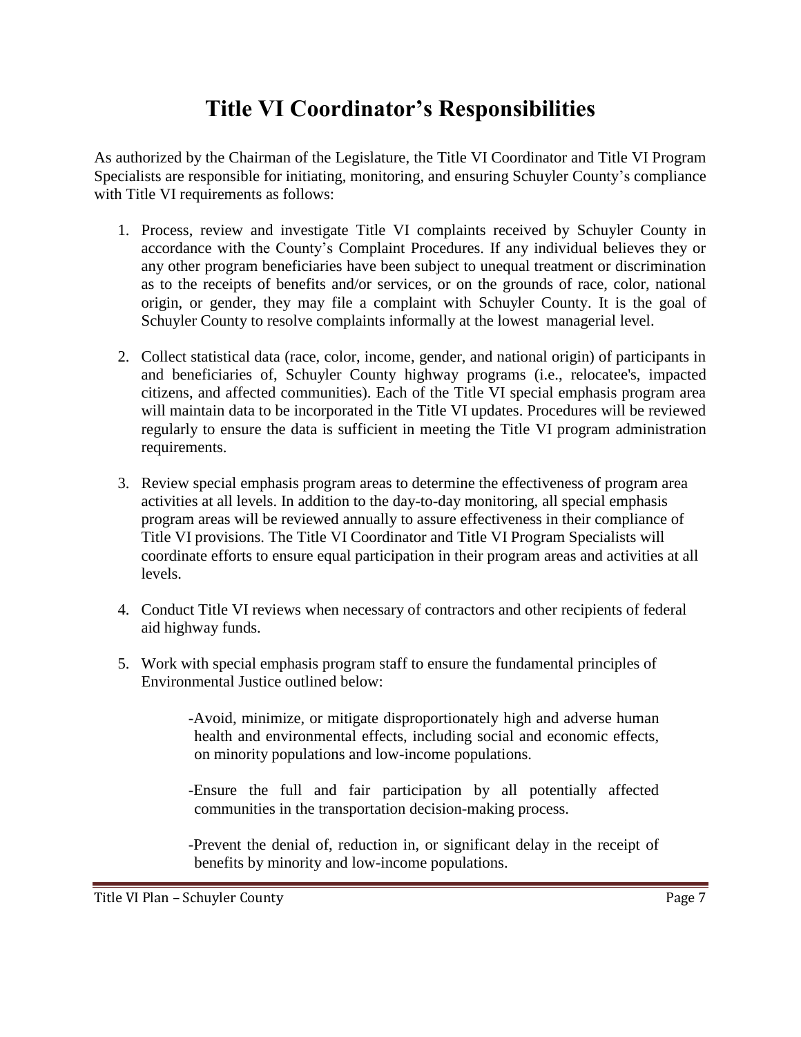# Title VI Coordinator's Responsibilities

As authorized by the Chairman of the Legislature, the Title VI Coordinator and Title VI Program Specialists are responsible for initiating, monitoring, and ensuring Schuyler County's compliance with Title VI requirements as follows:

1. Process, review and investigate Title VI complaints received by Schuyler County in accordance with the County's Complaint Procedures. If any individual believes they or any other program beneficiaries have been subject to unequal treatment or discrimination as to the receipts of benefits and/or services, or on the grounds of race, color, national origin, or gender, they may file a complaint with Schuyler County. It is the goal of Schuyler County to resolve complaints informally at the lowest managerial level.

2. Collect statistical data (race, color, income, gender, and national origin) of participants in and beneficiaries of, Schuyler County highway programs (i.e., relocatee's, impacted citizens, and affected communities). Each of the Title VI special emphasis program area will maintain data to be incorporated in the Title VI updates. Procedures will be reviewed regularly to ensure the data is sufficient in meeting the Title VI program administration requirements.

3. Review special emphasis program areas to determine the effectiveness of program area activities at all levels. In addition to the day-to-day monitoring, all special emphasis program areas will be reviewed annually to assure effectiveness in their compliance of Title VI provisions. The Title VI Coordinator and Title VI Program Specialists will coordinate efforts to ensure equal participation in their program areas and activities at all levels.

4. Conduct Title VI reviews when necessary of contractors and other recipients of federal aid highway funds.

5. Work with special emphasis program staff to ensure the fundamental principles of Environmental Justice outlined below:

   -Avoid, minimize, or mitigate disproportionately high and adverse human health and environmental effects, including social and economic effects, on minority populations and low-income populations.

   -Ensure the full and fair participation by all potentially affected communities in the transportation decision-making process.

   -Prevent the denial of, reduction in, or significant delay in the receipt of benefits by minority and low-income populations.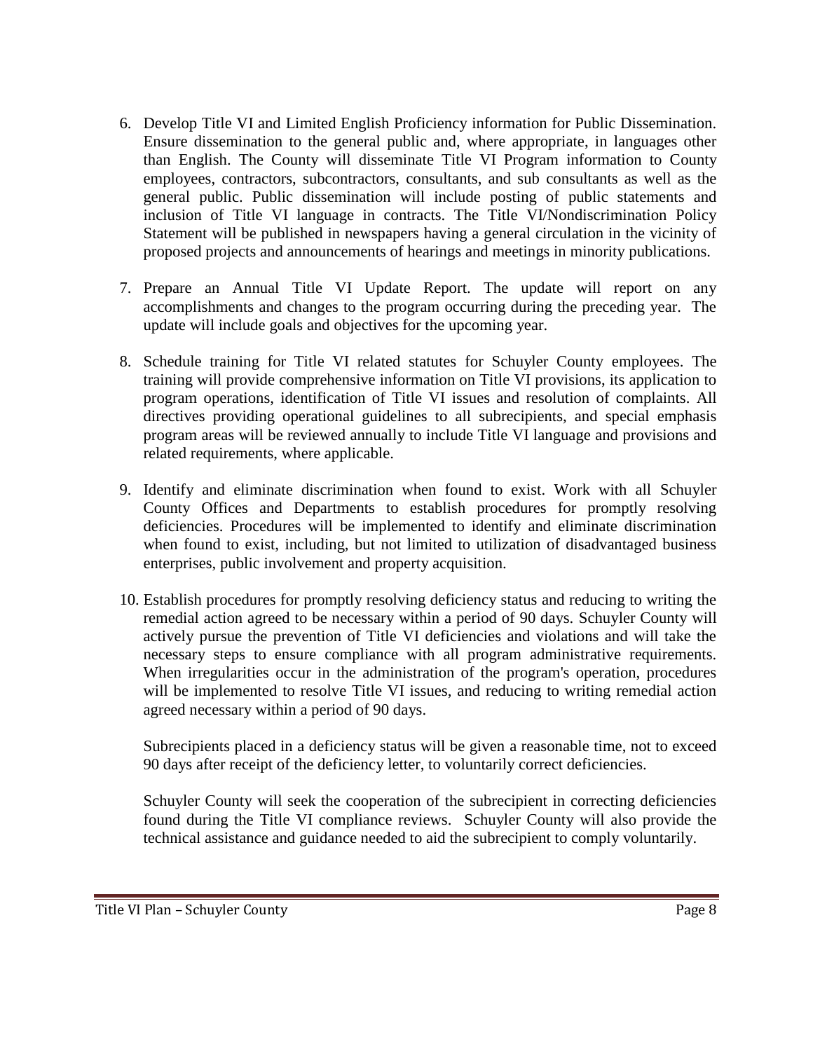6. Develop Title VI and Limited English Proficiency information for Public Dissemination. Ensure dissemination to the general public and, where appropriate, in languages other than English. The County will disseminate Title VI Program information to County employees, contractors, subcontractors, consultants, and sub consultants as well as the general public. Public dissemination will include posting of public statements and inclusion of Title VI language in contracts. The Title VI/Nondiscrimination Policy Statement will be published in newspapers having a general circulation in the vicinity of proposed projects and announcements of hearings and meetings in minority publications.

7. Prepare an Annual Title VI Update Report. The update will report on any accomplishments and changes to the program occurring during the preceding year. The update will include goals and objectives for the upcoming year.

8. Schedule training for Title VI related statutes for Schuyler County employees. The training will provide comprehensive information on Title VI provisions, its application to program operations, identification of Title VI issues and resolution of complaints. All directives providing operational guidelines to all subrecipients, and special emphasis program areas will be reviewed annually to include Title VI language and provisions and related requirements, where applicable.

9. Identify and eliminate discrimination when found to exist. Work with all Schuyler County Offices and Departments to establish procedures for promptly resolving deficiencies. Procedures will be implemented to identify and eliminate discrimination when found to exist, including, but not limited to utilization of disadvantaged business enterprises, public involvement and property acquisition.

10. Establish procedures for promptly resolving deficiency status and reducing to writing the remedial action agreed to be necessary within a period of 90 days. Schuyler County will actively pursue the prevention of Title VI deficiencies and violations and will take the necessary steps to ensure compliance with all program administrative requirements. When irregularities occur in the administration of the program's operation, procedures will be implemented to resolve Title VI issues, and reducing to writing remedial action agreed necessary within a period of 90 days.

    Subrecipients placed in a deficiency status will be given a reasonable time, not to exceed 90 days after receipt of the deficiency letter, to voluntarily correct deficiencies.

    Schuyler County will seek the cooperation of the subrecipient in correcting deficiencies found during the Title VI compliance reviews. Schuyler County will also provide the technical assistance and guidance needed to aid the subrecipient to comply voluntarily.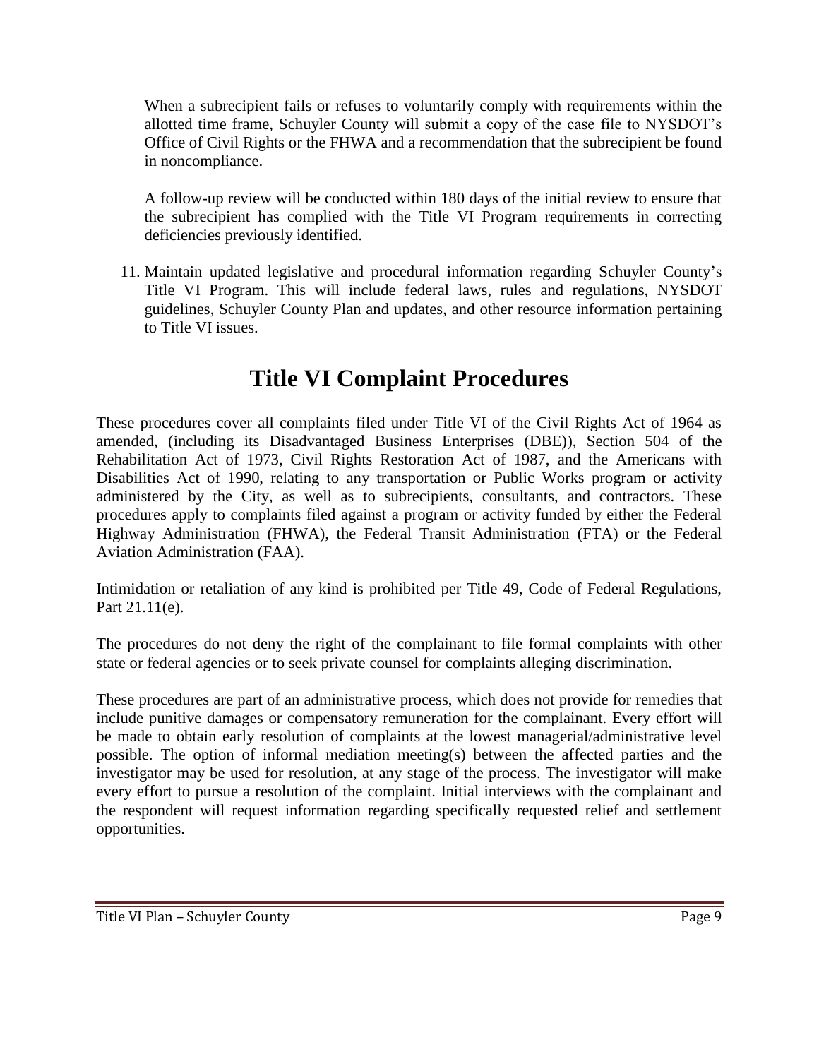When a subrecipient fails or refuses to voluntarily comply with requirements within the allotted time frame, Schuyler County will submit a copy of the case file to NYSDOT's Office of Civil Rights or the FHWA and a recommendation that the subrecipient be found in noncompliance.

A follow-up review will be conducted within 180 days of the initial review to ensure that the subrecipient has complied with the Title VI Program requirements in correcting deficiencies previously identified.

11. Maintain updated legislative and procedural information regarding Schuyler County's Title VI Program. This will include federal laws, rules and regulations, NYSDOT guidelines, Schuyler County Plan and updates, and other resource information pertaining to Title VI issues.

# Title VI Complaint Procedures

These procedures cover all complaints filed under Title VI of the Civil Rights Act of 1964 as amended, (including its Disadvantaged Business Enterprises (DBE)), Section 504 of the Rehabilitation Act of 1973, Civil Rights Restoration Act of 1987, and the Americans with Disabilities Act of 1990, relating to any transportation or Public Works program or activity administered by the City, as well as to subrecipients, consultants, and contractors. These procedures apply to complaints filed against a program or activity funded by either the Federal Highway Administration (FHWA), the Federal Transit Administration (FTA) or the Federal Aviation Administration (FAA).

Intimidation or retaliation of any kind is prohibited per Title 49, Code of Federal Regulations, Part 21.11(e).

The procedures do not deny the right of the complainant to file formal complaints with other state or federal agencies or to seek private counsel for complaints alleging discrimination.

These procedures are part of an administrative process, which does not provide for remedies that include punitive damages or compensatory remuneration for the complainant. Every effort will be made to obtain early resolution of complaints at the lowest managerial/administrative level possible. The option of informal mediation meeting(s) between the affected parties and the investigator may be used for resolution, at any stage of the process. The investigator will make every effort to pursue a resolution of the complaint. Initial interviews with the complainant and the respondent will request information regarding specifically requested relief and settlement opportunities.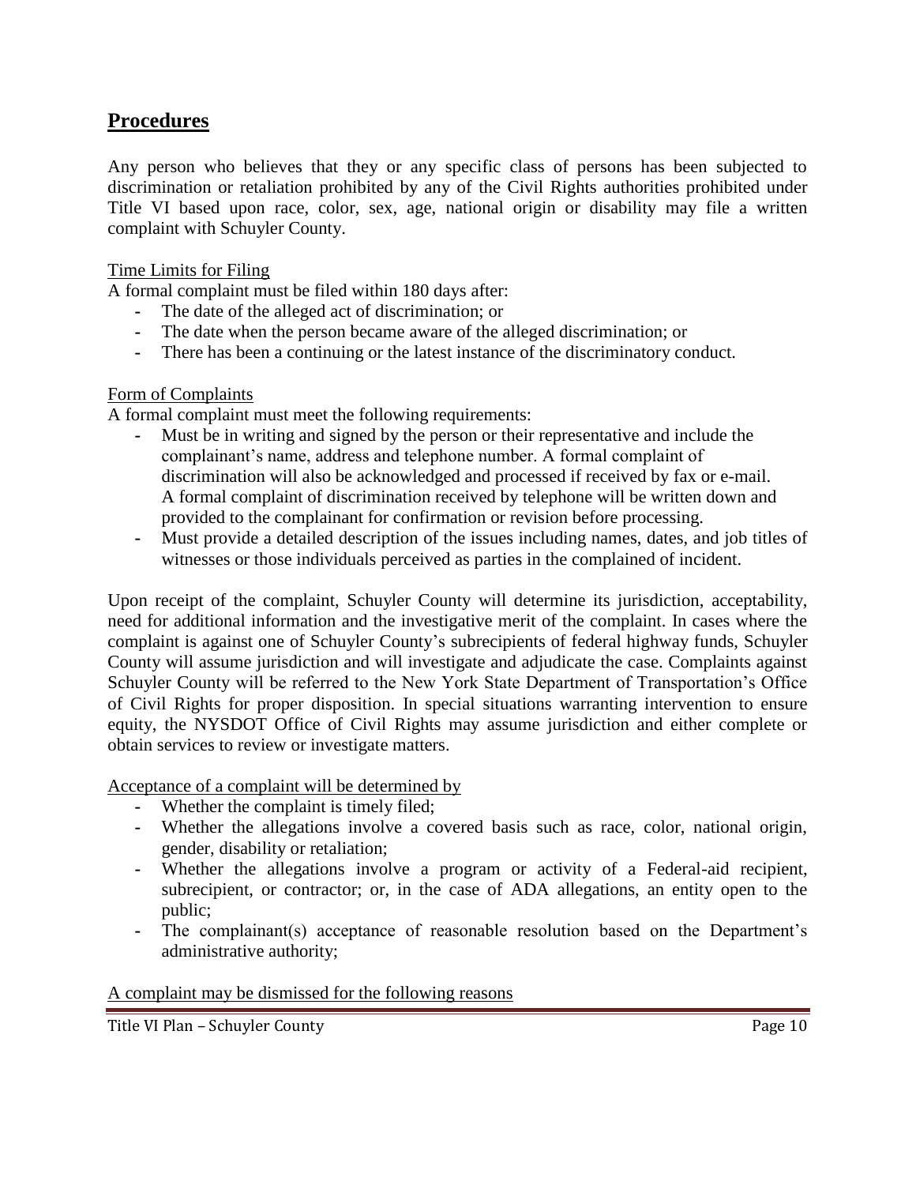## Procedures

Any person who believes that they or any specific class of persons has been subjected to discrimination or retaliation prohibited by any of the Civil Rights authorities prohibited under Title VI based upon race, color, sex, age, national origin or disability may file a written complaint with Schuyler County.

Time Limits for Filing

A formal complaint must be filed within 180 days after:

- The date of the alleged act of discrimination; or
- The date when the person became aware of the alleged discrimination; or
- There has been a continuing or the latest instance of the discriminatory conduct.

Form of Complaints

A formal complaint must meet the following requirements:

- Must be in writing and signed by the person or their representative and include the complainant's name, address and telephone number. A formal complaint of discrimination will also be acknowledged and processed if received by fax or e-mail. A formal complaint of discrimination received by telephone will be written down and provided to the complainant for confirmation or revision before processing.
- Must provide a detailed description of the issues including names, dates, and job titles of witnesses or those individuals perceived as parties in the complained of incident.

Upon receipt of the complaint, Schuyler County will determine its jurisdiction, acceptability, need for additional information and the investigative merit of the complaint. In cases where the complaint is against one of Schuyler County's subrecipients of federal highway funds, Schuyler County will assume jurisdiction and will investigate and adjudicate the case. Complaints against Schuyler County will be referred to the New York State Department of Transportation's Office of Civil Rights for proper disposition. In special situations warranting intervention to ensure equity, the NYSDOT Office of Civil Rights may assume jurisdiction and either complete or obtain services to review or investigate matters.

Acceptance of a complaint will be determined by

- Whether the complaint is timely filed;
- Whether the allegations involve a covered basis such as race, color, national origin, gender, disability or retaliation;
- Whether the allegations involve a program or activity of a Federal-aid recipient, subrecipient, or contractor; or, in the case of ADA allegations, an entity open to the public;
- The complainant(s) acceptance of reasonable resolution based on the Department's administrative authority;

A complaint may be dismissed for the following reasons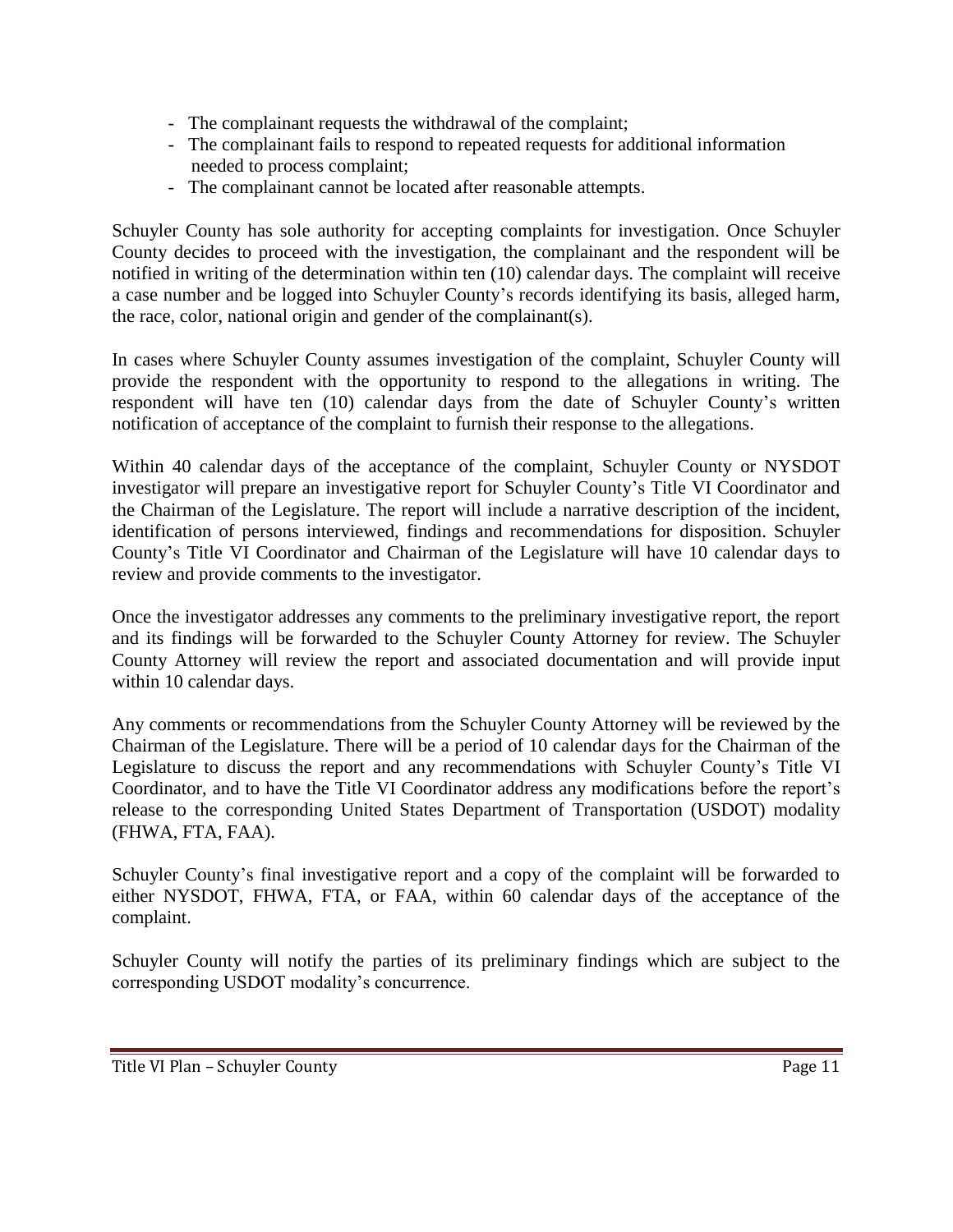- The complainant requests the withdrawal of the complaint;
- The complainant fails to respond to repeated requests for additional information needed to process complaint;
- The complainant cannot be located after reasonable attempts.

Schuyler County has sole authority for accepting complaints for investigation. Once Schuyler County decides to proceed with the investigation, the complainant and the respondent will be notified in writing of the determination within ten (10) calendar days. The complaint will receive a case number and be logged into Schuyler County's records identifying its basis, alleged harm, the race, color, national origin and gender of the complainant(s).

In cases where Schuyler County assumes investigation of the complaint, Schuyler County will provide the respondent with the opportunity to respond to the allegations in writing. The respondent will have ten (10) calendar days from the date of Schuyler County's written notification of acceptance of the complaint to furnish their response to the allegations.

Within 40 calendar days of the acceptance of the complaint, Schuyler County or NYSDOT investigator will prepare an investigative report for Schuyler County's Title VI Coordinator and the Chairman of the Legislature. The report will include a narrative description of the incident, identification of persons interviewed, findings and recommendations for disposition. Schuyler County's Title VI Coordinator and Chairman of the Legislature will have 10 calendar days to review and provide comments to the investigator.

Once the investigator addresses any comments to the preliminary investigative report, the report and its findings will be forwarded to the Schuyler County Attorney for review. The Schuyler County Attorney will review the report and associated documentation and will provide input within 10 calendar days.

Any comments or recommendations from the Schuyler County Attorney will be reviewed by the Chairman of the Legislature. There will be a period of 10 calendar days for the Chairman of the Legislature to discuss the report and any recommendations with Schuyler County's Title VI Coordinator, and to have the Title VI Coordinator address any modifications before the report's release to the corresponding United States Department of Transportation (USDOT) modality (FHWA, FTA, FAA).

Schuyler County's final investigative report and a copy of the complaint will be forwarded to either NYSDOT, FHWA, FTA, or FAA, within 60 calendar days of the acceptance of the complaint.

Schuyler County will notify the parties of its preliminary findings which are subject to the corresponding USDOT modality's concurrence.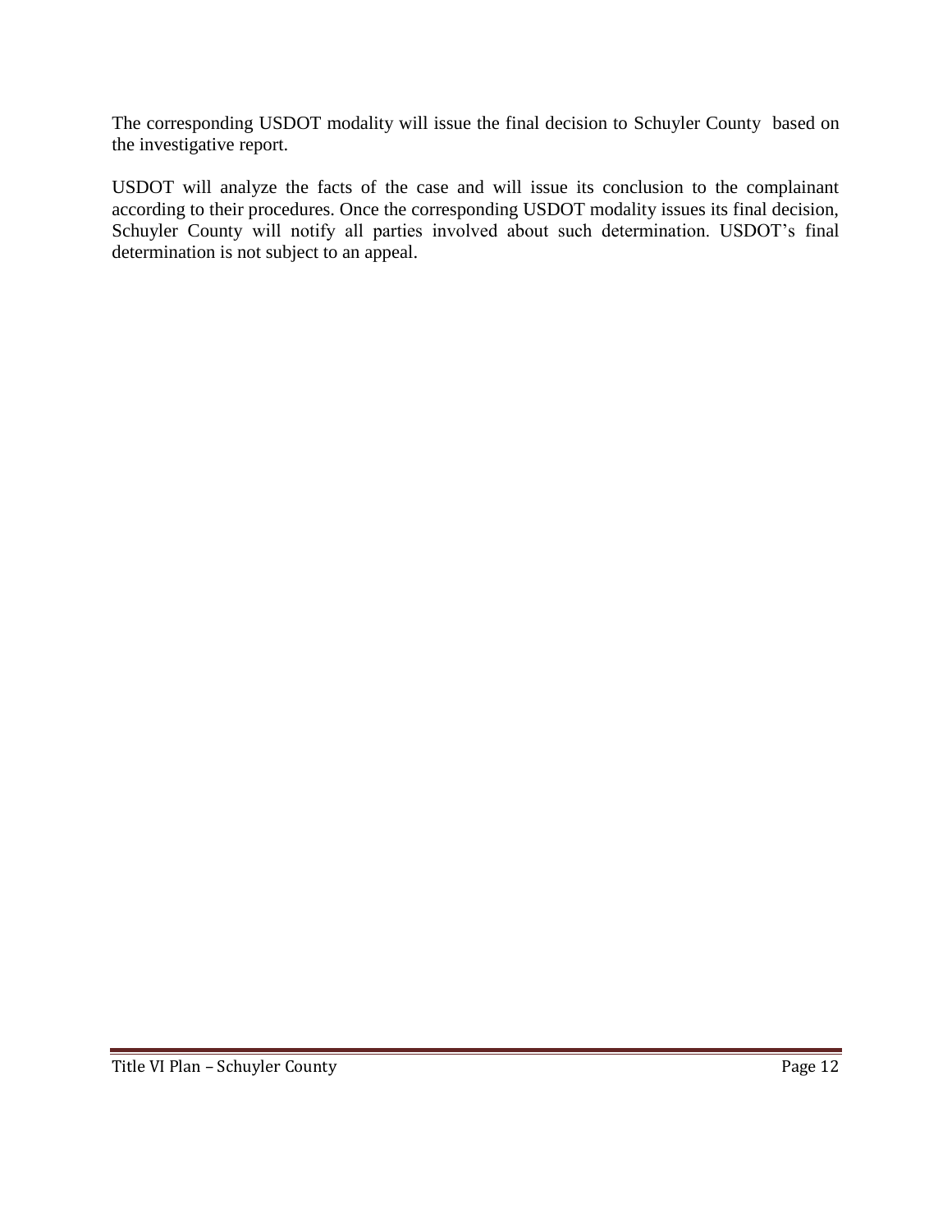The corresponding USDOT modality will issue the final decision to Schuyler County based on the investigative report.

USDOT will analyze the facts of the case and will issue its conclusion to the complainant according to their procedures. Once the corresponding USDOT modality issues its final decision, Schuyler County will notify all parties involved about such determination. USDOT's final determination is not subject to an appeal.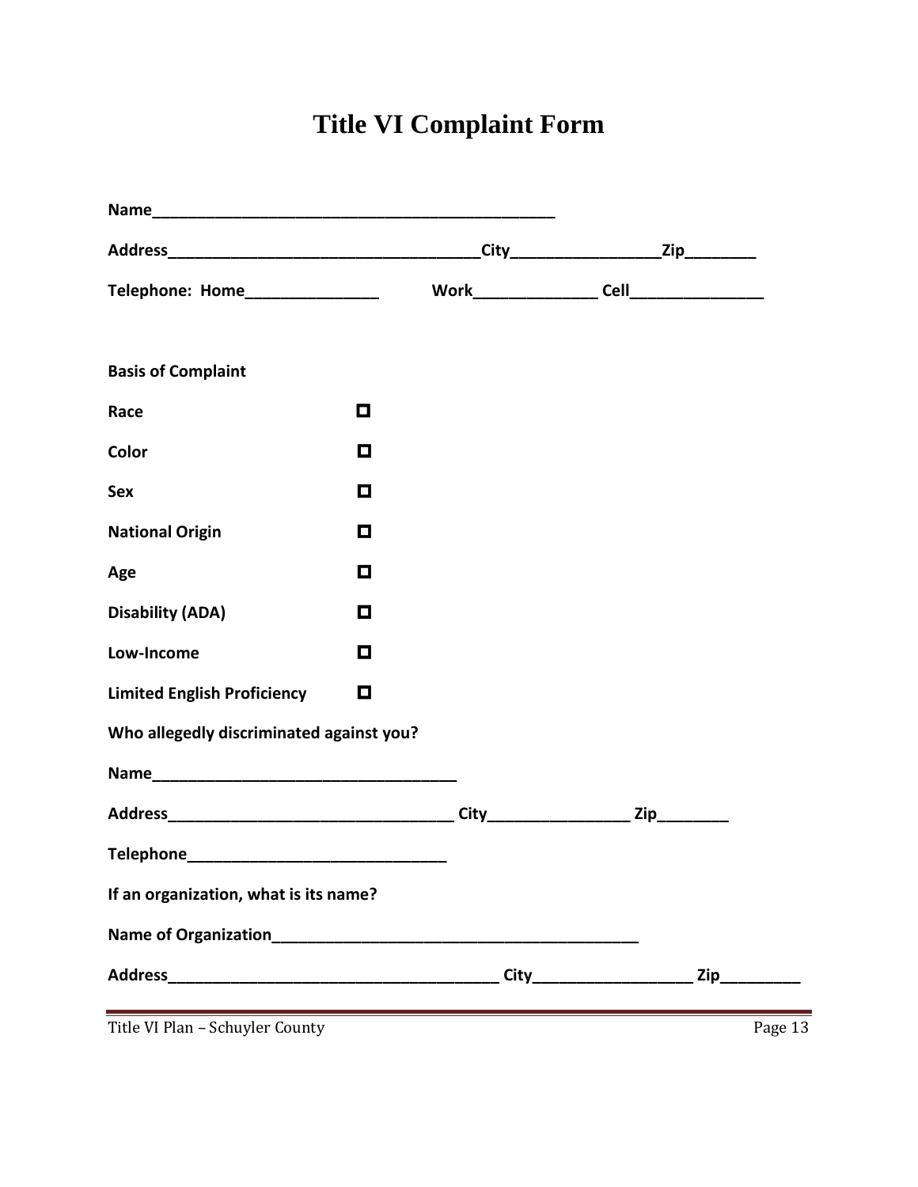# Title VI Complaint Form

**Name**_______________________________________________

**Address**___________________________________**City**_________________**Zip**________

**Telephone: Home**_______________ **Work**______________ **Cell**_______________

**Basis of Complaint**

**Race** ☐

**Color** ☐

**Sex** ☐

**National Origin** ☐

**Age** ☐

**Disability (ADA)** ☐

**Low-Income** ☐

**Limited English Proficiency** ☐

**Who allegedly discriminated against you?**

**Name**___________________________________

**Address**_________________________________ **City**________________ **Zip**________

**Telephone**_____________________________

**If an organization, what is its name?**

**Name of Organization**__________________________________________

**Address**______________________________________ **City**__________________ **Zip**_________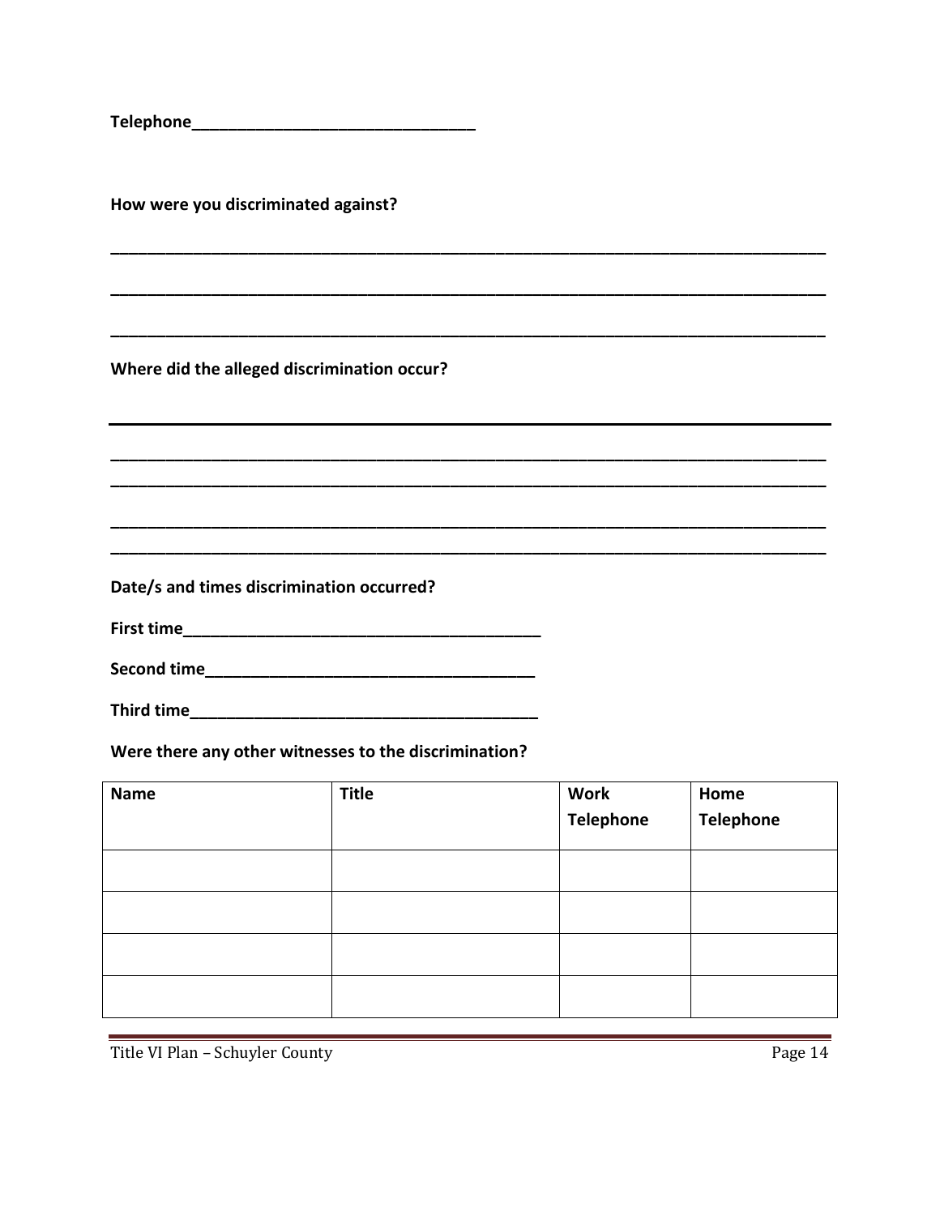**Telephone**________________________________

**How were you discriminated against?**

___________________________________________________________________________________

___________________________________________________________________________________

___________________________________________________________________________________

**Where did the alleged discrimination occur?**

___________________________________________________________________________________

___________________________________________________________________________________

___________________________________________________________________________________

___________________________________________________________________________________

___________________________________________________________________________________

**Date/s and times discrimination occurred?**

**First time**________________________________________

**Second time**_____________________________________

**Third time**_______________________________________

**Were there any other witnesses to the discrimination?**

| **Name** | **Title** | **Work Telephone** | **Home Telephone** |
|---|---|---|---|
| | | | |
| | | | |
| | | | |
| | | | |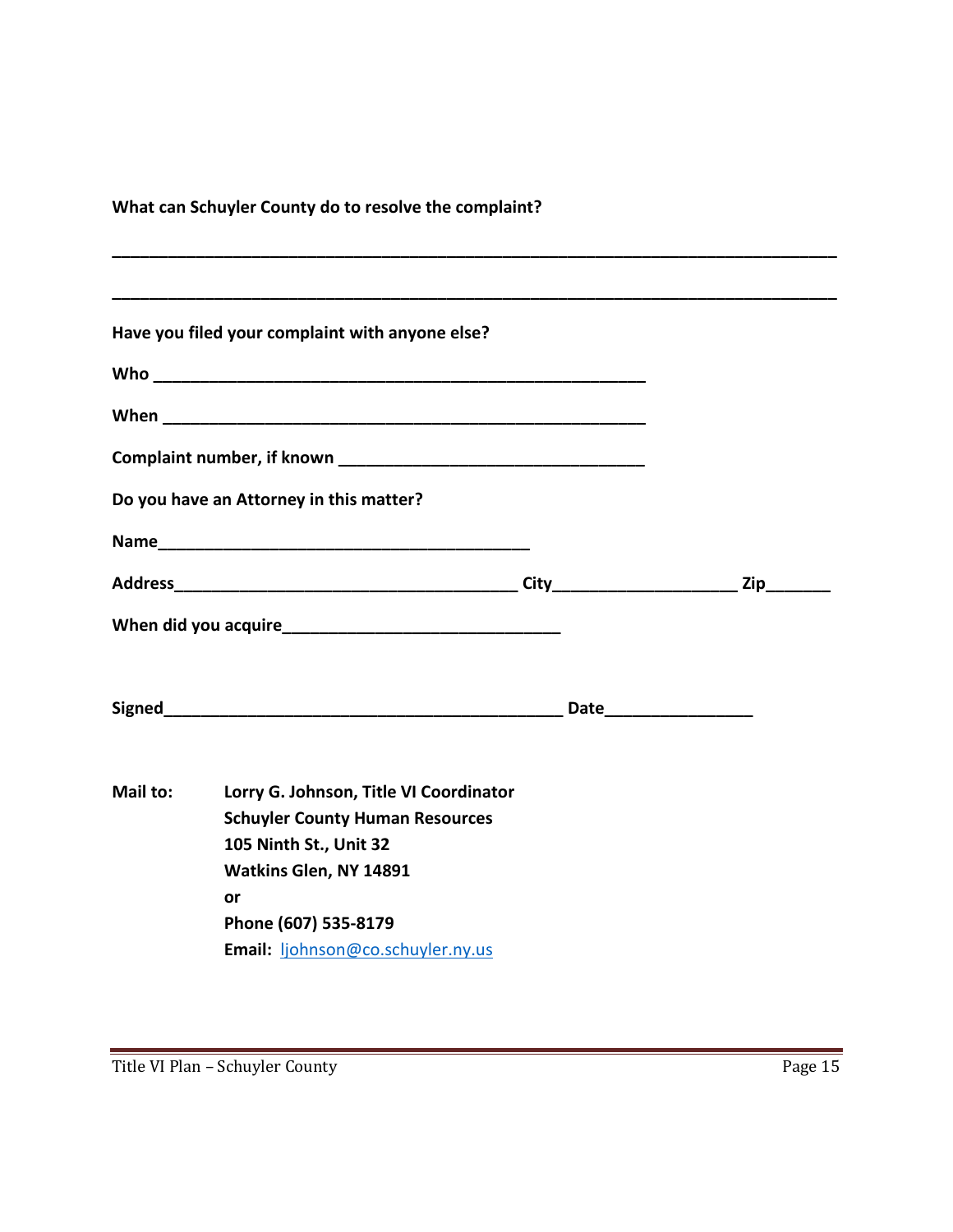**What can Schuyler County do to resolve the complaint?**

______________________________________________________________________________

______________________________________________________________________________

**Have you filed your complaint with anyone else?**

**Who** ____________________________________________________

**When** ___________________________________________________

**Complaint number, if known** ______________________________

**Do you have an Attorney in this matter?**

**Name**______________________________________

**Address**____________________________________ **City**___________________ **Zip**_______

**When did you acquire**____________________________

**Signed**____________________________________________ **Date**________________

**Mail to:** **Lorry G. Johnson, Title VI Coordinator**
**Schuyler County Human Resources**
**105 Ninth St., Unit 32**
**Watkins Glen, NY 14891**
**or**
**Phone (607) 535-8179**
**Email:** ljohnson@co.schuyler.ny.us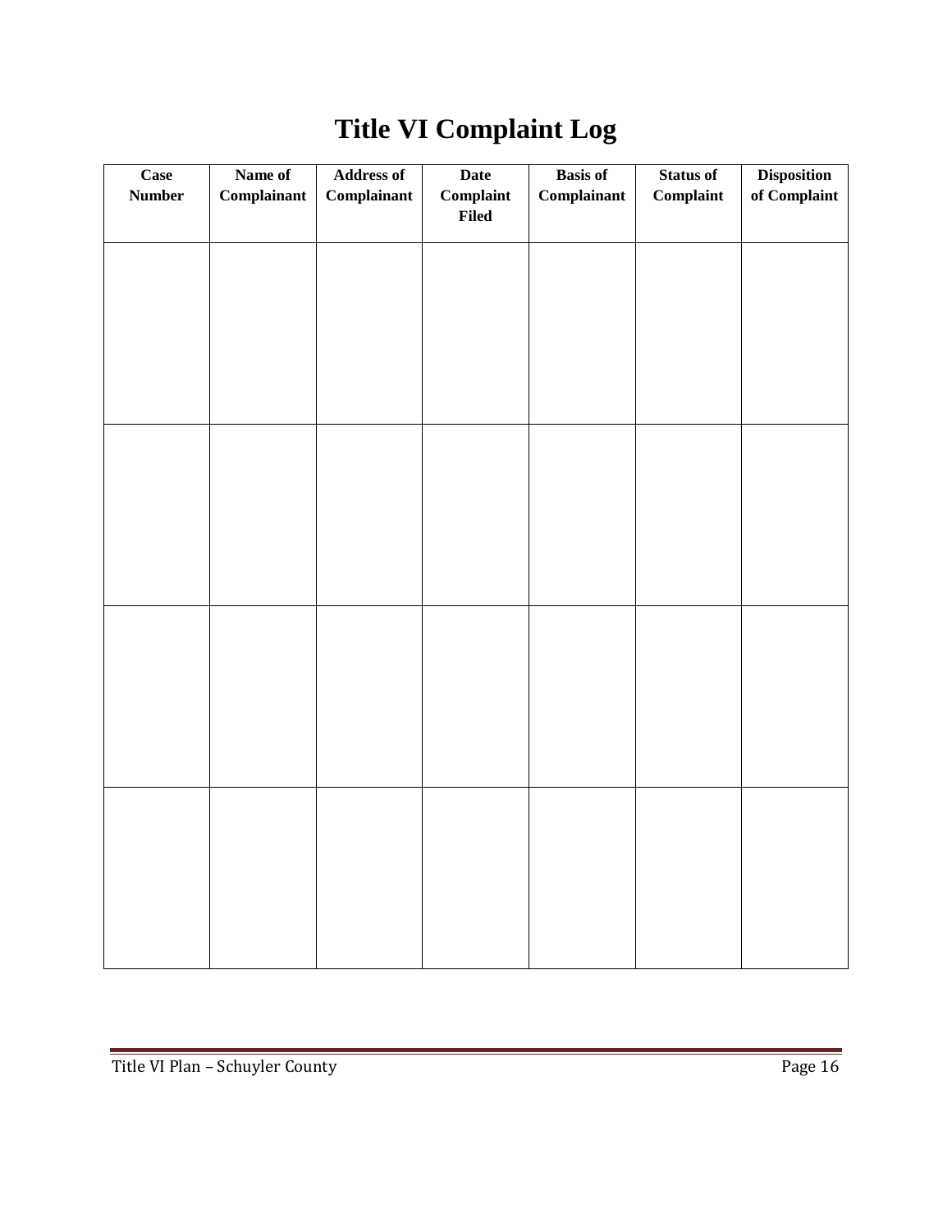# Title VI Complaint Log

| Case Number | Name of Complainant | Address of Complainant | Date Complaint Filed | Basis of Complainant | Status of Complaint | Disposition of Complaint |
|---|---|---|---|---|---|---|
| | | | | | | |
| | | | | | | |
| | | | | | | |
| | | | | | | |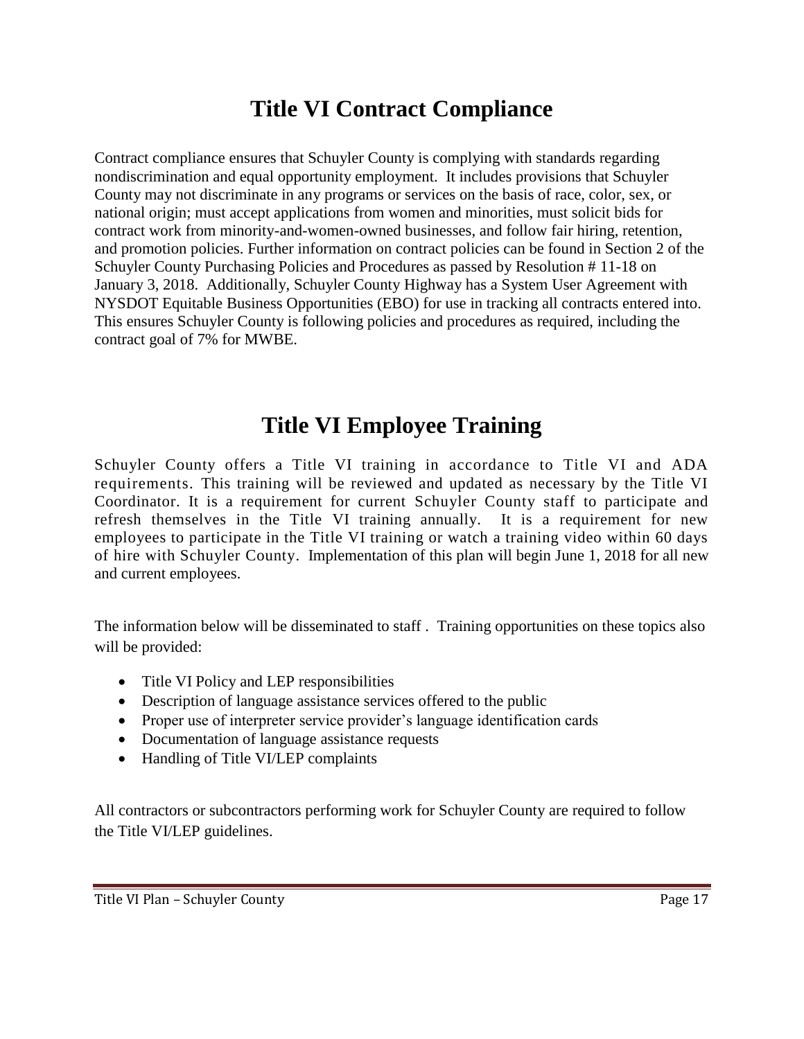# Title VI Contract Compliance

Contract compliance ensures that Schuyler County is complying with standards regarding nondiscrimination and equal opportunity employment. It includes provisions that Schuyler County may not discriminate in any programs or services on the basis of race, color, sex, or national origin; must accept applications from women and minorities, must solicit bids for contract work from minority-and-women-owned businesses, and follow fair hiring, retention, and promotion policies. Further information on contract policies can be found in Section 2 of the Schuyler County Purchasing Policies and Procedures as passed by Resolution # 11-18 on January 3, 2018. Additionally, Schuyler County Highway has a System User Agreement with NYSDOT Equitable Business Opportunities (EBO) for use in tracking all contracts entered into. This ensures Schuyler County is following policies and procedures as required, including the contract goal of 7% for MWBE.

# Title VI Employee Training

Schuyler County offers a Title VI training in accordance to Title VI and ADA requirements. This training will be reviewed and updated as necessary by the Title VI Coordinator. It is a requirement for current Schuyler County staff to participate and refresh themselves in the Title VI training annually. It is a requirement for new employees to participate in the Title VI training or watch a training video within 60 days of hire with Schuyler County. Implementation of this plan will begin June 1, 2018 for all new and current employees.

The information below will be disseminated to staff . Training opportunities on these topics also will be provided:

- Title VI Policy and LEP responsibilities
- Description of language assistance services offered to the public
- Proper use of interpreter service provider's language identification cards
- Documentation of language assistance requests
- Handling of Title VI/LEP complaints

All contractors or subcontractors performing work for Schuyler County are required to follow the Title VI/LEP guidelines.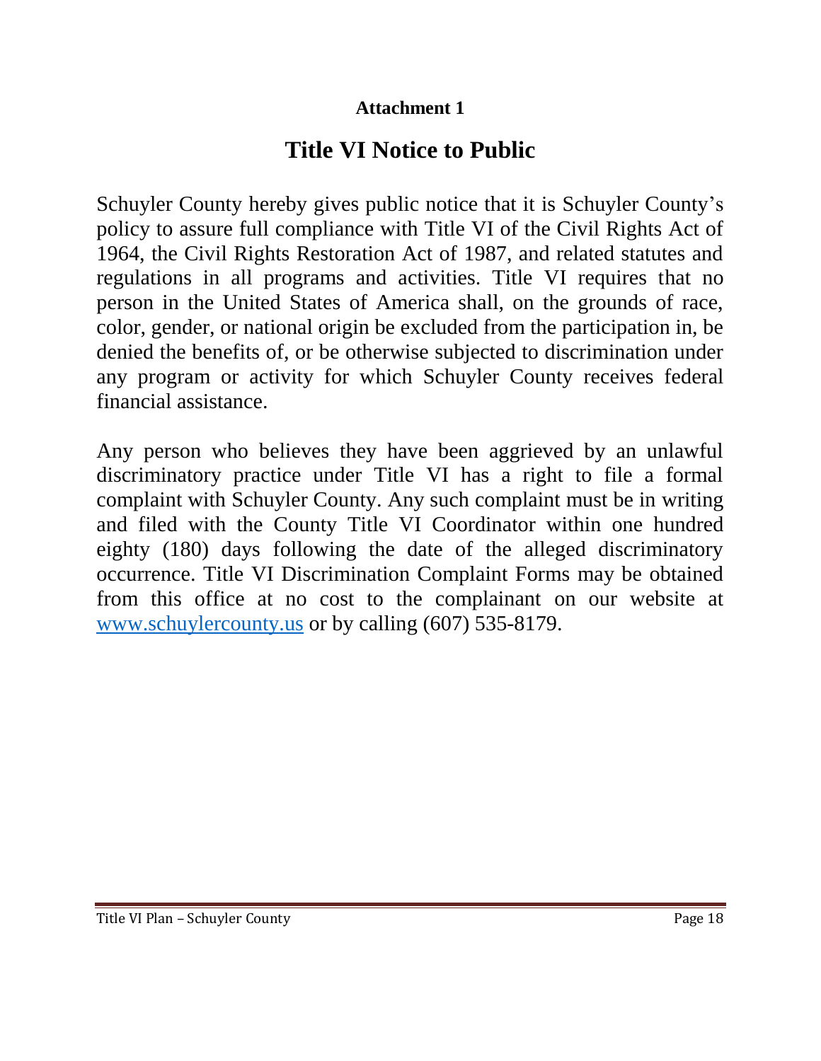**Attachment 1**

# Title VI Notice to Public

Schuyler County hereby gives public notice that it is Schuyler County's policy to assure full compliance with Title VI of the Civil Rights Act of 1964, the Civil Rights Restoration Act of 1987, and related statutes and regulations in all programs and activities. Title VI requires that no person in the United States of America shall, on the grounds of race, color, gender, or national origin be excluded from the participation in, be denied the benefits of, or be otherwise subjected to discrimination under any program or activity for which Schuyler County receives federal financial assistance.

Any person who believes they have been aggrieved by an unlawful discriminatory practice under Title VI has a right to file a formal complaint with Schuyler County. Any such complaint must be in writing and filed with the County Title VI Coordinator within one hundred eighty (180) days following the date of the alleged discriminatory occurrence. Title VI Discrimination Complaint Forms may be obtained from this office at no cost to the complainant on our website at [www.schuylercounty.us](http://www.schuylercounty.us) or by calling (607) 535-8179.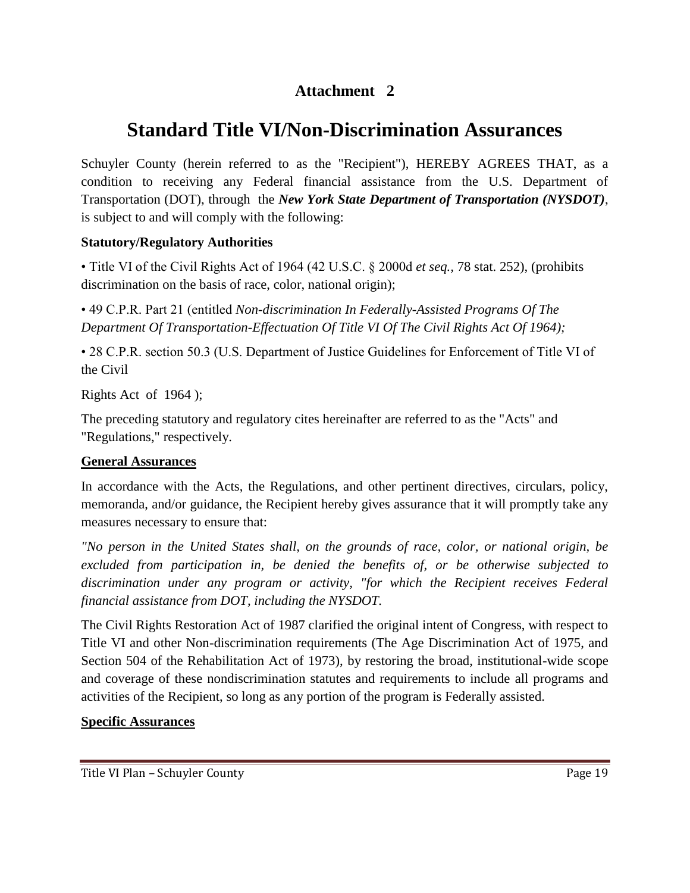## Attachment 2

# Standard Title VI/Non-Discrimination Assurances

Schuyler County (herein referred to as the "Recipient"), HEREBY AGREES THAT, as a condition to receiving any Federal financial assistance from the U.S. Department of Transportation (DOT), through the ***New York State Department of Transportation (NYSDOT)***, is subject to and will comply with the following:

**Statutory/Regulatory Authorities**

• Title VI of the Civil Rights Act of 1964 (42 U.S.C. § 2000d *et seq.,* 78 stat. 252), (prohibits discrimination on the basis of race, color, national origin);

• 49 C.P.R. Part 21 (entitled *Non-discrimination In Federally-Assisted Programs Of The Department Of Transportation-Effectuation Of Title VI Of The Civil Rights Act Of 1964);*

• 28 C.P.R. section 50.3 (U.S. Department of Justice Guidelines for Enforcement of Title VI of the Civil

Rights Act of 1964 );

The preceding statutory and regulatory cites hereinafter are referred to as the "Acts" and "Regulations," respectively.

**General Assurances**

In accordance with the Acts, the Regulations, and other pertinent directives, circulars, policy, memoranda, and/or guidance, the Recipient hereby gives assurance that it will promptly take any measures necessary to ensure that:

*"No person in the United States shall, on the grounds of race, color, or national origin, be excluded from participation in, be denied the benefits of, or be otherwise subjected to discrimination under any program or activity, "for which the Recipient receives Federal financial assistance from DOT, including the NYSDOT.*

The Civil Rights Restoration Act of 1987 clarified the original intent of Congress, with respect to Title VI and other Non-discrimination requirements (The Age Discrimination Act of 1975, and Section 504 of the Rehabilitation Act of 1973), by restoring the broad, institutional-wide scope and coverage of these nondiscrimination statutes and requirements to include all programs and activities of the Recipient, so long as any portion of the program is Federally assisted.

**Specific Assurances**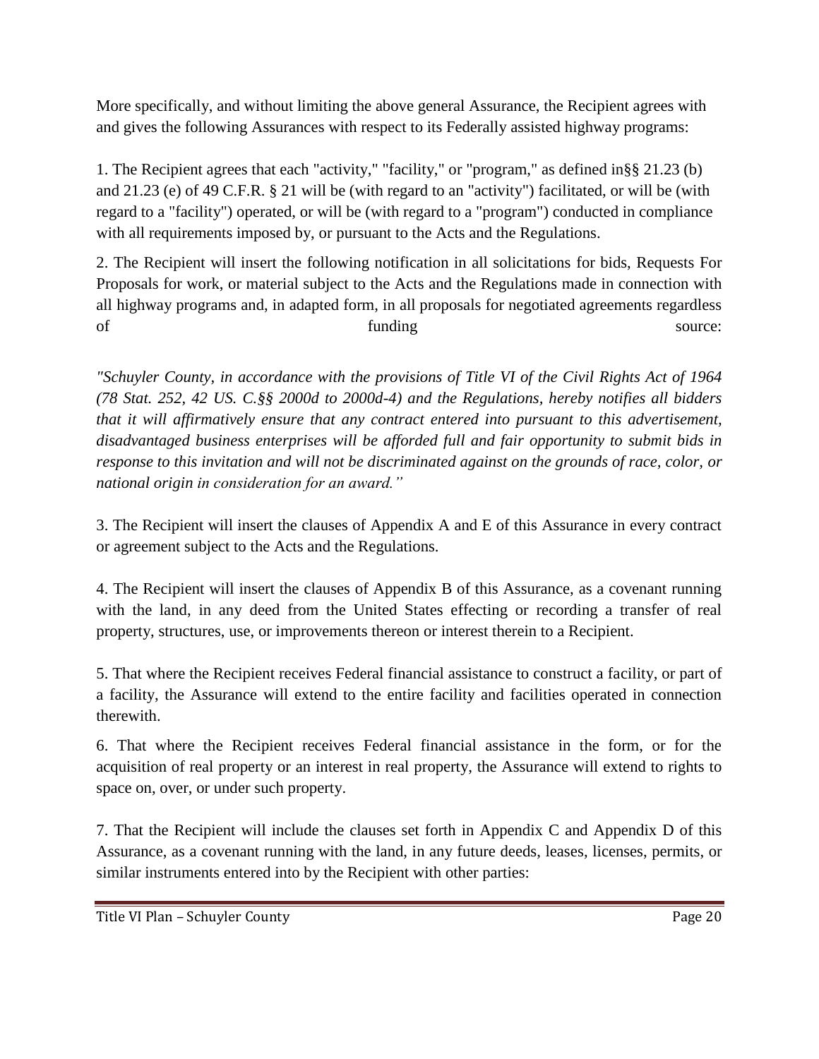More specifically, and without limiting the above general Assurance, the Recipient agrees with and gives the following Assurances with respect to its Federally assisted highway programs:

1. The Recipient agrees that each "activity," "facility," or "program," as defined in§§ 21.23 (b) and 21.23 (e) of 49 C.F.R. § 21 will be (with regard to an "activity") facilitated, or will be (with regard to a "facility") operated, or will be (with regard to a "program") conducted in compliance with all requirements imposed by, or pursuant to the Acts and the Regulations.

2. The Recipient will insert the following notification in all solicitations for bids, Requests For Proposals for work, or material subject to the Acts and the Regulations made in connection with all highway programs and, in adapted form, in all proposals for negotiated agreements regardless of funding source:

*"Schuyler County, in accordance with the provisions of Title VI of the Civil Rights Act of 1964 (78 Stat. 252, 42 US. C.§§ 2000d to 2000d-4) and the Regulations, hereby notifies all bidders that it will affirmatively ensure that any contract entered into pursuant to this advertisement, disadvantaged business enterprises will be afforded full and fair opportunity to submit bids in response to this invitation and will not be discriminated against on the grounds of race, color, or national origin in consideration for an award."*

3. The Recipient will insert the clauses of Appendix A and E of this Assurance in every contract or agreement subject to the Acts and the Regulations.

4. The Recipient will insert the clauses of Appendix B of this Assurance, as a covenant running with the land, in any deed from the United States effecting or recording a transfer of real property, structures, use, or improvements thereon or interest therein to a Recipient.

5. That where the Recipient receives Federal financial assistance to construct a facility, or part of a facility, the Assurance will extend to the entire facility and facilities operated in connection therewith.

6. That where the Recipient receives Federal financial assistance in the form, or for the acquisition of real property or an interest in real property, the Assurance will extend to rights to space on, over, or under such property.

7. That the Recipient will include the clauses set forth in Appendix C and Appendix D of this Assurance, as a covenant running with the land, in any future deeds, leases, licenses, permits, or similar instruments entered into by the Recipient with other parties: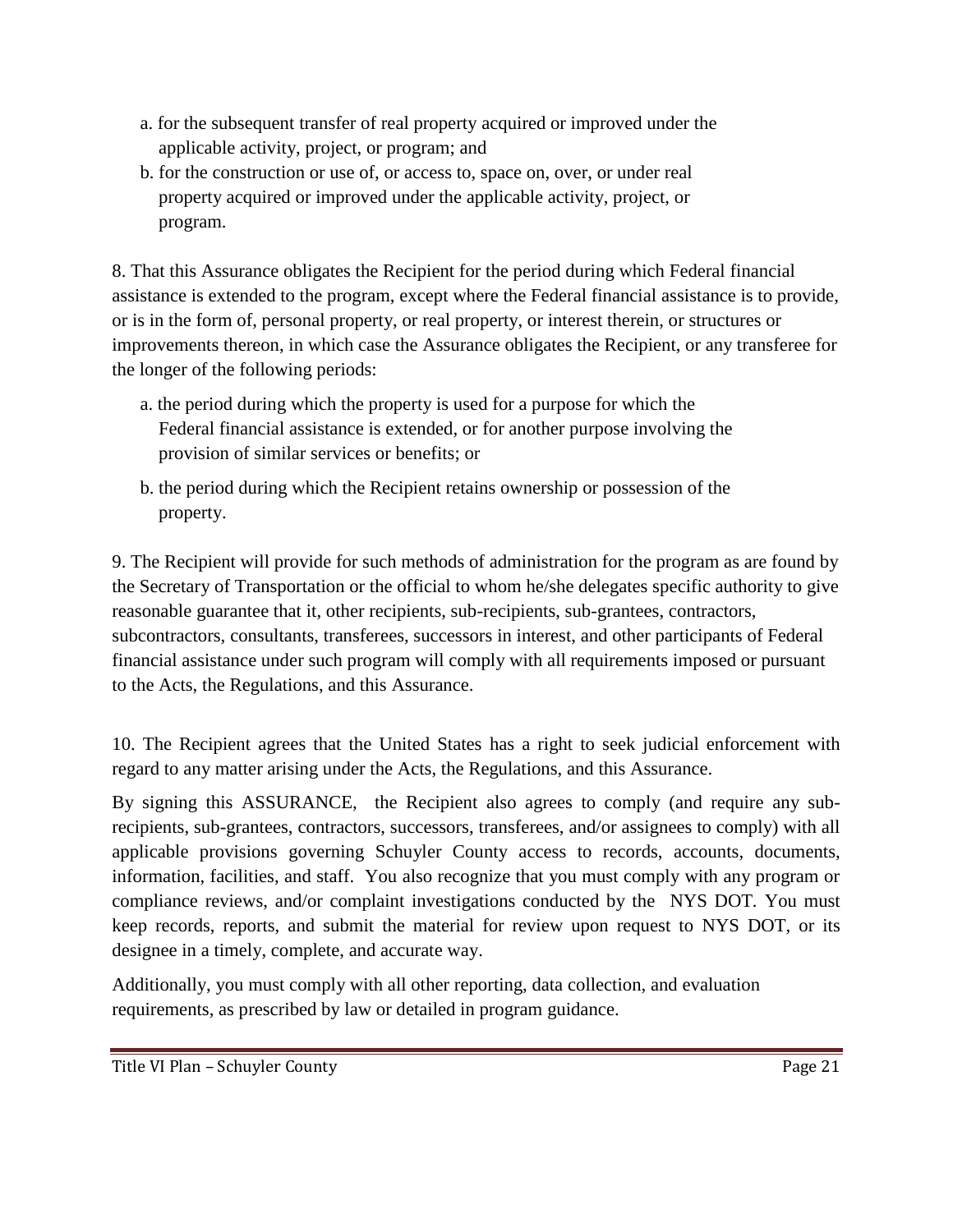a. for the subsequent transfer of real property acquired or improved under the applicable activity, project, or program; and

b. for the construction or use of, or access to, space on, over, or under real property acquired or improved under the applicable activity, project, or program.

8. That this Assurance obligates the Recipient for the period during which Federal financial assistance is extended to the program, except where the Federal financial assistance is to provide, or is in the form of, personal property, or real property, or interest therein, or structures or improvements thereon, in which case the Assurance obligates the Recipient, or any transferee for the longer of the following periods:

a. the period during which the property is used for a purpose for which the Federal financial assistance is extended, or for another purpose involving the provision of similar services or benefits; or

b. the period during which the Recipient retains ownership or possession of the property.

9. The Recipient will provide for such methods of administration for the program as are found by the Secretary of Transportation or the official to whom he/she delegates specific authority to give reasonable guarantee that it, other recipients, sub-recipients, sub-grantees, contractors, subcontractors, consultants, transferees, successors in interest, and other participants of Federal financial assistance under such program will comply with all requirements imposed or pursuant to the Acts, the Regulations, and this Assurance.

10. The Recipient agrees that the United States has a right to seek judicial enforcement with regard to any matter arising under the Acts, the Regulations, and this Assurance.

By signing this ASSURANCE, the Recipient also agrees to comply (and require any sub-recipients, sub-grantees, contractors, successors, transferees, and/or assignees to comply) with all applicable provisions governing Schuyler County access to records, accounts, documents, information, facilities, and staff. You also recognize that you must comply with any program or compliance reviews, and/or complaint investigations conducted by the NYS DOT. You must keep records, reports, and submit the material for review upon request to NYS DOT, or its designee in a timely, complete, and accurate way.

Additionally, you must comply with all other reporting, data collection, and evaluation requirements, as prescribed by law or detailed in program guidance.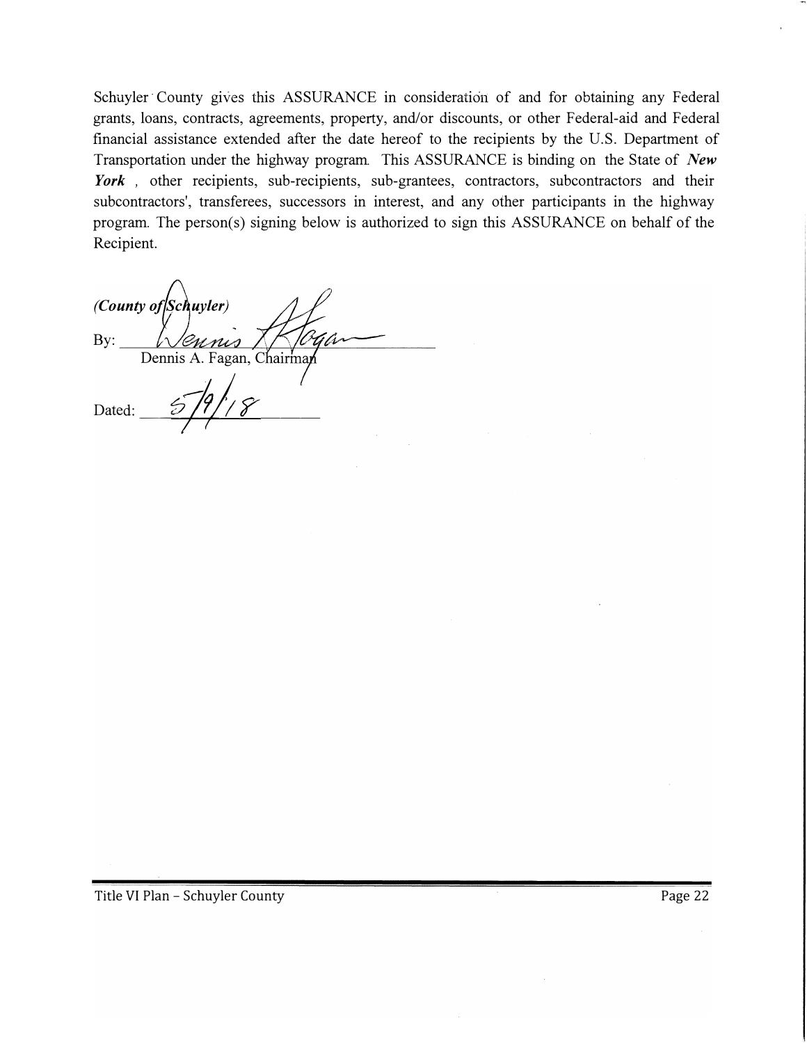Schuyler County gives this ASSURANCE in consideration of and for obtaining any Federal grants, loans, contracts, agreements, property, and/or discounts, or other Federal-aid and Federal financial assistance extended after the date hereof to the recipients by the U.S. Department of Transportation under the highway program. This ASSURANCE is binding on the State of ***New York*** , other recipients, sub-recipients, sub-grantees, contractors, subcontractors and their subcontractors', transferees, successors in interest, and any other participants in the highway program. The person(s) signing below is authorized to sign this ASSURANCE on behalf of the Recipient.

***(County of Schuyler)***

By: Dennis A. Fagan
Dennis A. Fagan, Chairman

Dated: 5/9/18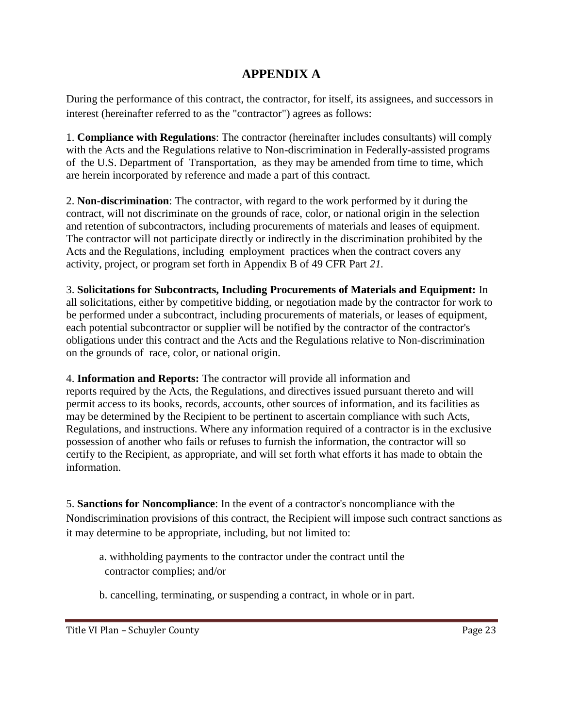# APPENDIX A

During the performance of this contract, the contractor, for itself, its assignees, and successors in interest (hereinafter referred to as the "contractor") agrees as follows:

1. **Compliance with Regulations**: The contractor (hereinafter includes consultants) will comply with the Acts and the Regulations relative to Non-discrimination in Federally-assisted programs of the U.S. Department of Transportation, as they may be amended from time to time, which are herein incorporated by reference and made a part of this contract.

2. **Non-discrimination**: The contractor, with regard to the work performed by it during the contract, will not discriminate on the grounds of race, color, or national origin in the selection and retention of subcontractors, including procurements of materials and leases of equipment. The contractor will not participate directly or indirectly in the discrimination prohibited by the Acts and the Regulations, including employment practices when the contract covers any activity, project, or program set forth in Appendix B of 49 CFR Part *21.*

3. **Solicitations for Subcontracts, Including Procurements of Materials and Equipment:** In all solicitations, either by competitive bidding, or negotiation made by the contractor for work to be performed under a subcontract, including procurements of materials, or leases of equipment, each potential subcontractor or supplier will be notified by the contractor of the contractor's obligations under this contract and the Acts and the Regulations relative to Non-discrimination on the grounds of race, color, or national origin.

4. **Information and Reports:** The contractor will provide all information and reports required by the Acts, the Regulations, and directives issued pursuant thereto and will permit access to its books, records, accounts, other sources of information, and its facilities as may be determined by the Recipient to be pertinent to ascertain compliance with such Acts, Regulations, and instructions. Where any information required of a contractor is in the exclusive possession of another who fails or refuses to furnish the information, the contractor will so certify to the Recipient, as appropriate, and will set forth what efforts it has made to obtain the information.

5. **Sanctions for Noncompliance**: In the event of a contractor's noncompliance with the Nondiscrimination provisions of this contract, the Recipient will impose such contract sanctions as it may determine to be appropriate, including, but not limited to:

   a. withholding payments to the contractor under the contract until the contractor complies; and/or

   b. cancelling, terminating, or suspending a contract, in whole or in part.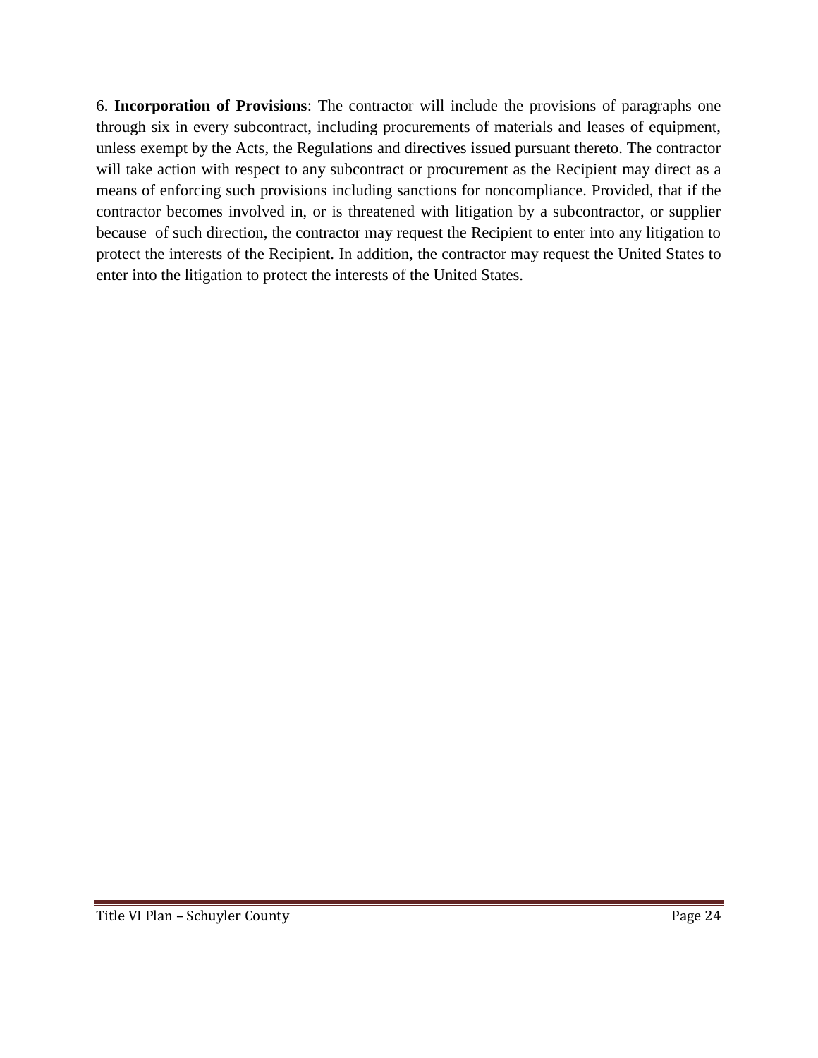6. **Incorporation of Provisions**: The contractor will include the provisions of paragraphs one through six in every subcontract, including procurements of materials and leases of equipment, unless exempt by the Acts, the Regulations and directives issued pursuant thereto. The contractor will take action with respect to any subcontract or procurement as the Recipient may direct as a means of enforcing such provisions including sanctions for noncompliance. Provided, that if the contractor becomes involved in, or is threatened with litigation by a subcontractor, or supplier because of such direction, the contractor may request the Recipient to enter into any litigation to protect the interests of the Recipient. In addition, the contractor may request the United States to enter into the litigation to protect the interests of the United States.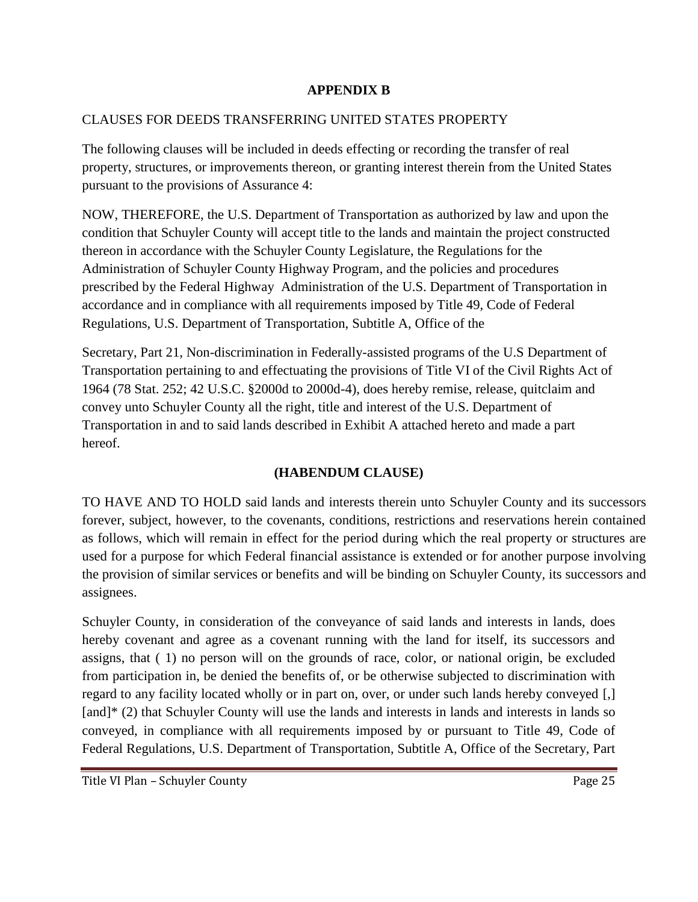## APPENDIX B

CLAUSES FOR DEEDS TRANSFERRING UNITED STATES PROPERTY

The following clauses will be included in deeds effecting or recording the transfer of real property, structures, or improvements thereon, or granting interest therein from the United States pursuant to the provisions of Assurance 4:

NOW, THEREFORE, the U.S. Department of Transportation as authorized by law and upon the condition that Schuyler County will accept title to the lands and maintain the project constructed thereon in accordance with the Schuyler County Legislature, the Regulations for the Administration of Schuyler County Highway Program, and the policies and procedures prescribed by the Federal Highway Administration of the U.S. Department of Transportation in accordance and in compliance with all requirements imposed by Title 49, Code of Federal Regulations, U.S. Department of Transportation, Subtitle A, Office of the

Secretary, Part 21, Non-discrimination in Federally-assisted programs of the U.S Department of Transportation pertaining to and effectuating the provisions of Title VI of the Civil Rights Act of 1964 (78 Stat. 252; 42 U.S.C. §2000d to 2000d-4), does hereby remise, release, quitclaim and convey unto Schuyler County all the right, title and interest of the U.S. Department of Transportation in and to said lands described in Exhibit A attached hereto and made a part hereof.

### (HABENDUM CLAUSE)

TO HAVE AND TO HOLD said lands and interests therein unto Schuyler County and its successors forever, subject, however, to the covenants, conditions, restrictions and reservations herein contained as follows, which will remain in effect for the period during which the real property or structures are used for a purpose for which Federal financial assistance is extended or for another purpose involving the provision of similar services or benefits and will be binding on Schuyler County, its successors and assignees.

Schuyler County, in consideration of the conveyance of said lands and interests in lands, does hereby covenant and agree as a covenant running with the land for itself, its successors and assigns, that ( 1) no person will on the grounds of race, color, or national origin, be excluded from participation in, be denied the benefits of, or be otherwise subjected to discrimination with regard to any facility located wholly or in part on, over, or under such lands hereby conveyed [,] [and]* (2) that Schuyler County will use the lands and interests in lands and interests in lands so conveyed, in compliance with all requirements imposed by or pursuant to Title 49, Code of Federal Regulations, U.S. Department of Transportation, Subtitle A, Office of the Secretary, Part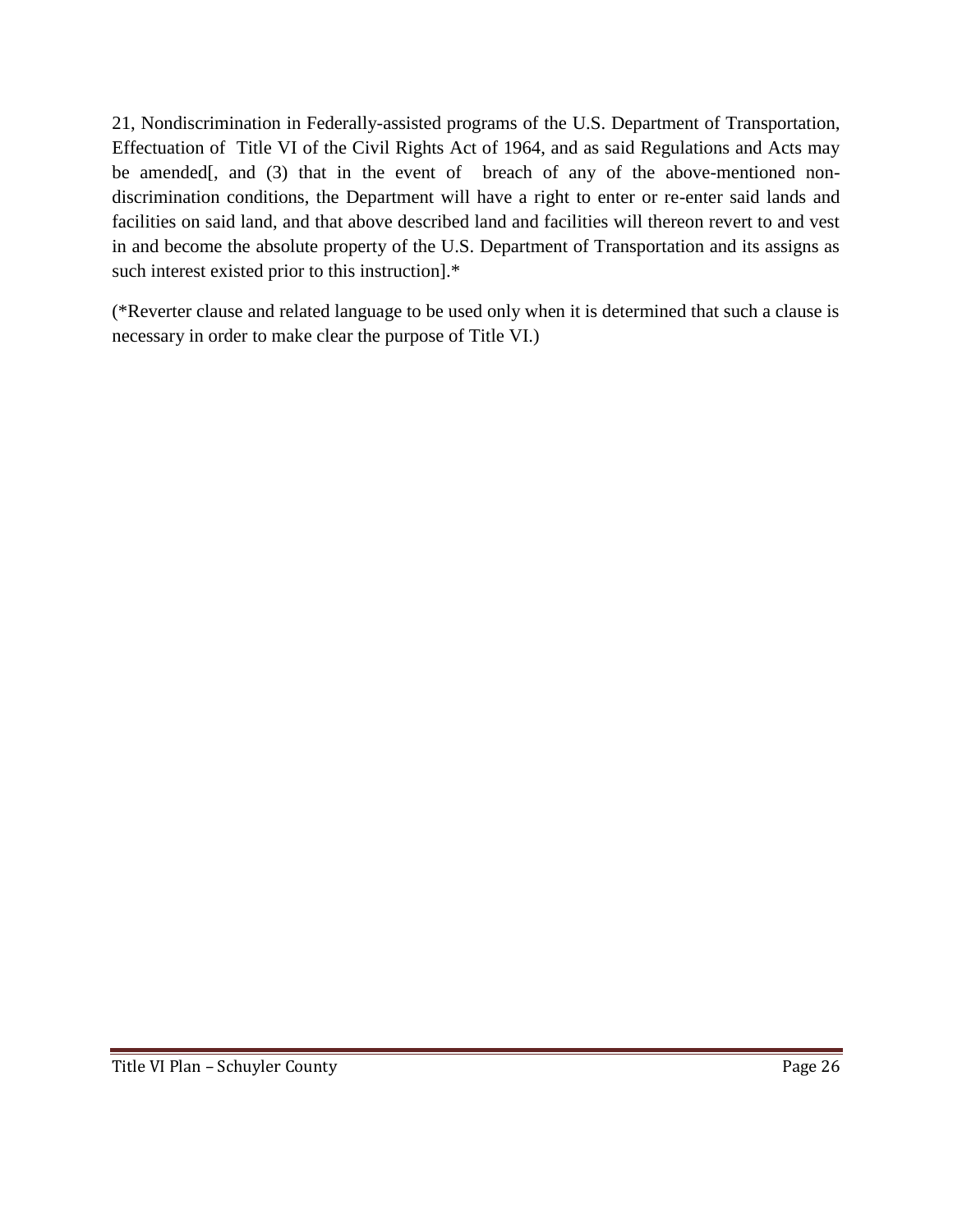21, Nondiscrimination in Federally-assisted programs of the U.S. Department of Transportation, Effectuation of Title VI of the Civil Rights Act of 1964, and as said Regulations and Acts may be amended[, and (3) that in the event of breach of any of the above-mentioned non-discrimination conditions, the Department will have a right to enter or re-enter said lands and facilities on said land, and that above described land and facilities will thereon revert to and vest in and become the absolute property of the U.S. Department of Transportation and its assigns as such interest existed prior to this instruction].*

(*Reverter clause and related language to be used only when it is determined that such a clause is necessary in order to make clear the purpose of Title VI.)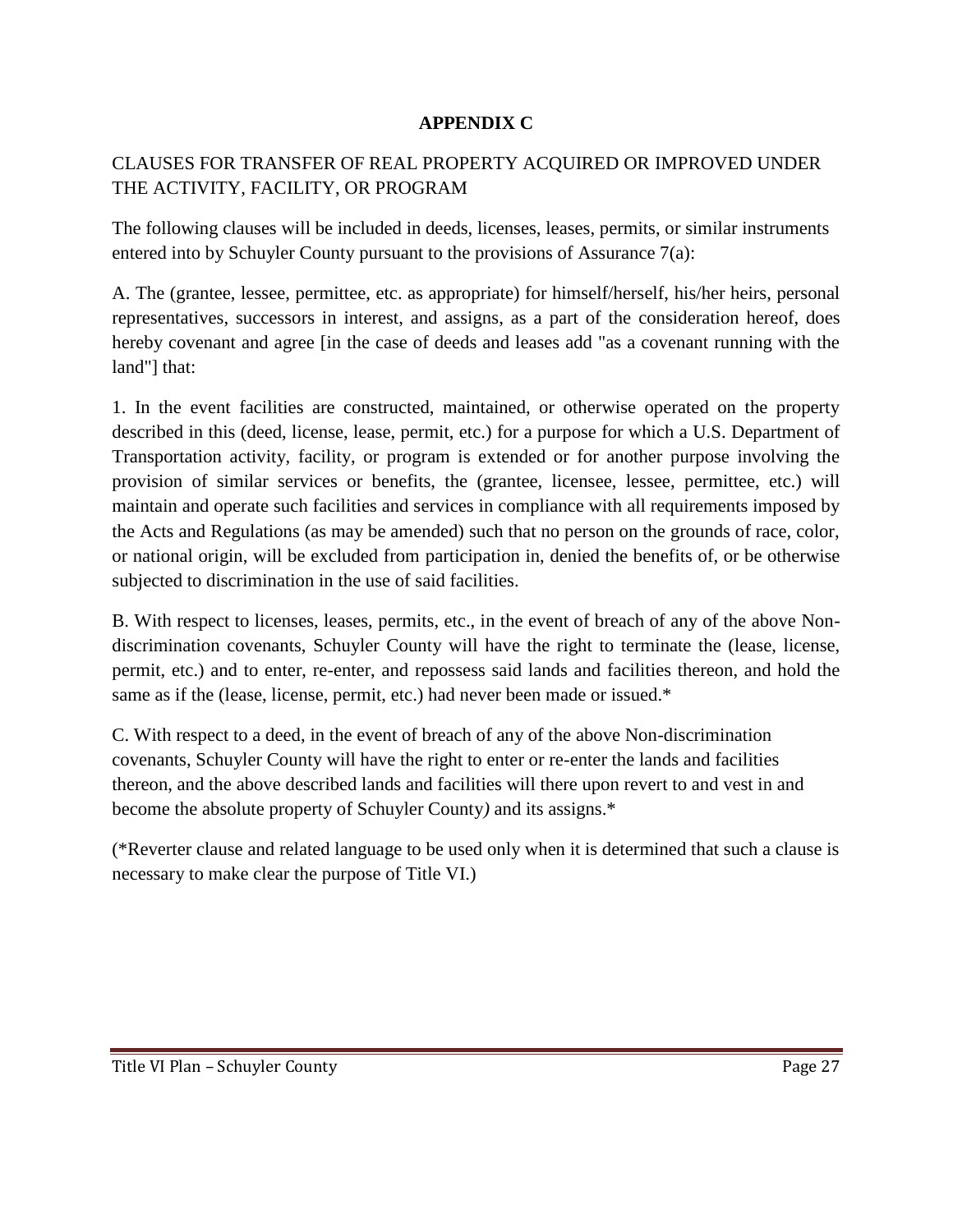**APPENDIX C**

CLAUSES FOR TRANSFER OF REAL PROPERTY ACQUIRED OR IMPROVED UNDER THE ACTIVITY, FACILITY, OR PROGRAM

The following clauses will be included in deeds, licenses, leases, permits, or similar instruments entered into by Schuyler County pursuant to the provisions of Assurance 7(a):

A. The (grantee, lessee, permittee, etc. as appropriate) for himself/herself, his/her heirs, personal representatives, successors in interest, and assigns, as a part of the consideration hereof, does hereby covenant and agree [in the case of deeds and leases add "as a covenant running with the land"] that:

1. In the event facilities are constructed, maintained, or otherwise operated on the property described in this (deed, license, lease, permit, etc.) for a purpose for which a U.S. Department of Transportation activity, facility, or program is extended or for another purpose involving the provision of similar services or benefits, the (grantee, licensee, lessee, permittee, etc.) will maintain and operate such facilities and services in compliance with all requirements imposed by the Acts and Regulations (as may be amended) such that no person on the grounds of race, color, or national origin, will be excluded from participation in, denied the benefits of, or be otherwise subjected to discrimination in the use of said facilities.

B. With respect to licenses, leases, permits, etc., in the event of breach of any of the above Non-discrimination covenants, Schuyler County will have the right to terminate the (lease, license, permit, etc.) and to enter, re-enter, and repossess said lands and facilities thereon, and hold the same as if the (lease, license, permit, etc.) had never been made or issued.*

C. With respect to a deed, in the event of breach of any of the above Non-discrimination covenants, Schuyler County will have the right to enter or re-enter the lands and facilities thereon, and the above described lands and facilities will there upon revert to and vest in and become the absolute property of Schuyler County*)* and its assigns.*

(*Reverter clause and related language to be used only when it is determined that such a clause is necessary to make clear the purpose of Title VI.)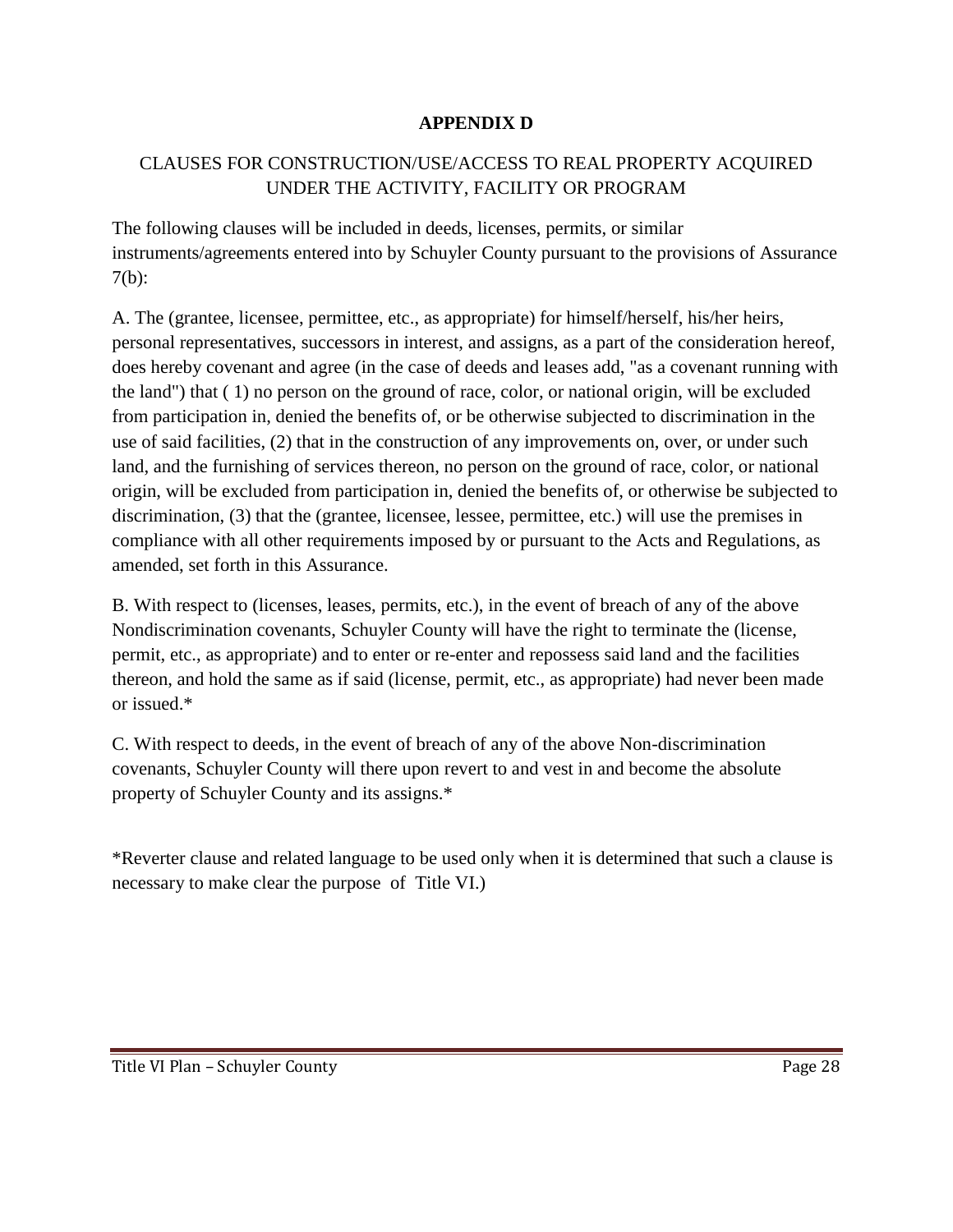**APPENDIX D**

CLAUSES FOR CONSTRUCTION/USE/ACCESS TO REAL PROPERTY ACQUIRED UNDER THE ACTIVITY, FACILITY OR PROGRAM

The following clauses will be included in deeds, licenses, permits, or similar instruments/agreements entered into by Schuyler County pursuant to the provisions of Assurance 7(b):

A. The (grantee, licensee, permittee, etc., as appropriate) for himself/herself, his/her heirs, personal representatives, successors in interest, and assigns, as a part of the consideration hereof, does hereby covenant and agree (in the case of deeds and leases add, "as a covenant running with the land") that ( 1) no person on the ground of race, color, or national origin, will be excluded from participation in, denied the benefits of, or be otherwise subjected to discrimination in the use of said facilities, (2) that in the construction of any improvements on, over, or under such land, and the furnishing of services thereon, no person on the ground of race, color, or national origin, will be excluded from participation in, denied the benefits of, or otherwise be subjected to discrimination, (3) that the (grantee, licensee, lessee, permittee, etc.) will use the premises in compliance with all other requirements imposed by or pursuant to the Acts and Regulations, as amended, set forth in this Assurance.

B. With respect to (licenses, leases, permits, etc.), in the event of breach of any of the above Nondiscrimination covenants, Schuyler County will have the right to terminate the (license, permit, etc., as appropriate) and to enter or re-enter and repossess said land and the facilities thereon, and hold the same as if said (license, permit, etc., as appropriate) had never been made or issued.*

C. With respect to deeds, in the event of breach of any of the above Non-discrimination covenants, Schuyler County will there upon revert to and vest in and become the absolute property of Schuyler County and its assigns.*

*Reverter clause and related language to be used only when it is determined that such a clause is necessary to make clear the purpose of Title VI.)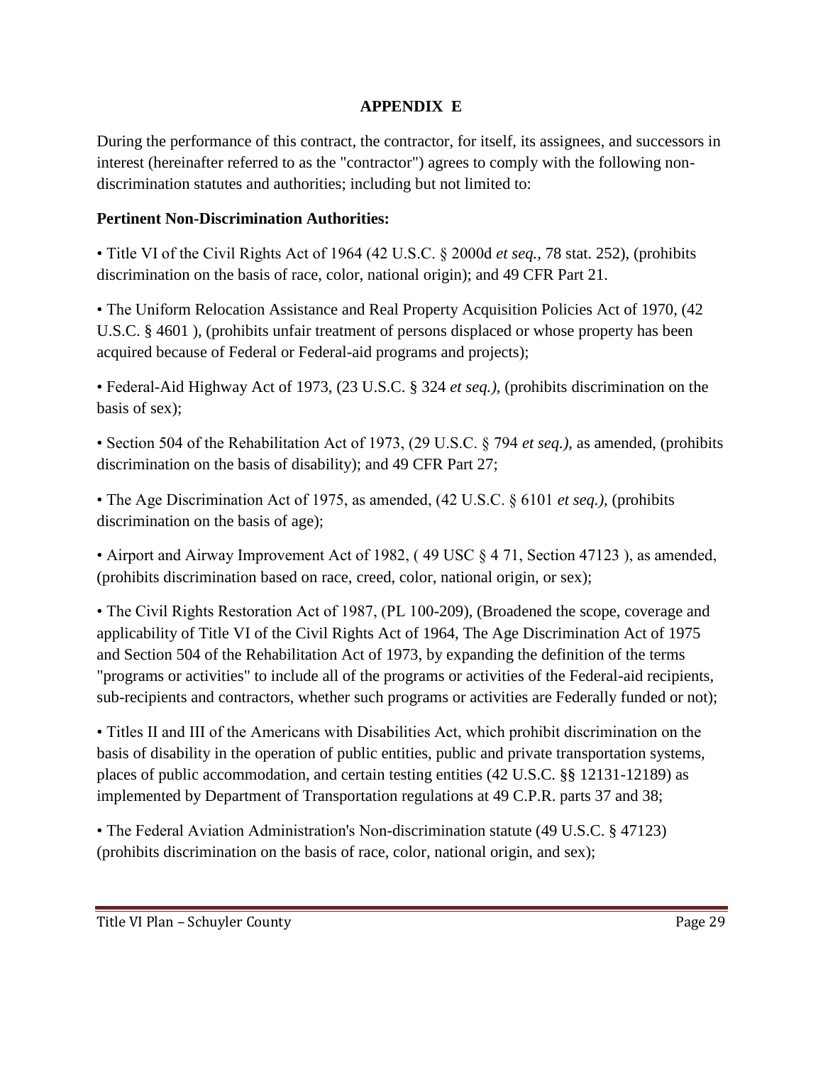## APPENDIX E

During the performance of this contract, the contractor, for itself, its assignees, and successors in interest (hereinafter referred to as the "contractor") agrees to comply with the following non-discrimination statutes and authorities; including but not limited to:

**Pertinent Non-Discrimination Authorities:**

• Title VI of the Civil Rights Act of 1964 (42 U.S.C. § 2000d *et seq.*, 78 stat. 252), (prohibits discrimination on the basis of race, color, national origin); and 49 CFR Part 21.

• The Uniform Relocation Assistance and Real Property Acquisition Policies Act of 1970, (42 U.S.C. § 4601 ), (prohibits unfair treatment of persons displaced or whose property has been acquired because of Federal or Federal-aid programs and projects);

• Federal-Aid Highway Act of 1973, (23 U.S.C. § 324 *et seq.),* (prohibits discrimination on the basis of sex);

• Section 504 of the Rehabilitation Act of 1973, (29 U.S.C. § 794 *et seq.),* as amended, (prohibits discrimination on the basis of disability); and 49 CFR Part 27;

• The Age Discrimination Act of 1975, as amended, (42 U.S.C. § 6101 *et seq.),* (prohibits discrimination on the basis of age);

• Airport and Airway Improvement Act of 1982, ( 49 USC § 4 71, Section 47123 ), as amended, (prohibits discrimination based on race, creed, color, national origin, or sex);

• The Civil Rights Restoration Act of 1987, (PL 100-209), (Broadened the scope, coverage and applicability of Title VI of the Civil Rights Act of 1964, The Age Discrimination Act of 1975 and Section 504 of the Rehabilitation Act of 1973, by expanding the definition of the terms "programs or activities" to include all of the programs or activities of the Federal-aid recipients, sub-recipients and contractors, whether such programs or activities are Federally funded or not);

• Titles II and III of the Americans with Disabilities Act, which prohibit discrimination on the basis of disability in the operation of public entities, public and private transportation systems, places of public accommodation, and certain testing entities (42 U.S.C. §§ 12131-12189) as implemented by Department of Transportation regulations at 49 C.P.R. parts 37 and 38;

• The Federal Aviation Administration's Non-discrimination statute (49 U.S.C. § 47123) (prohibits discrimination on the basis of race, color, national origin, and sex);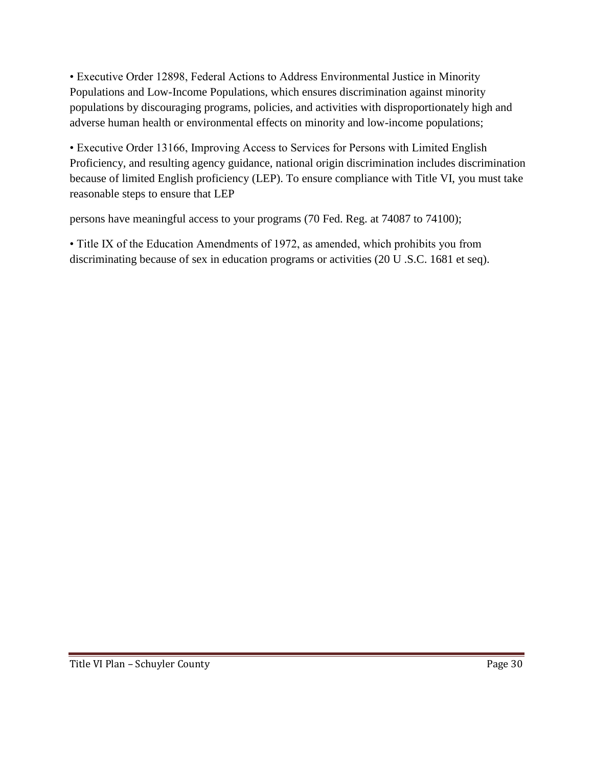- Executive Order 12898, Federal Actions to Address Environmental Justice in Minority Populations and Low-Income Populations, which ensures discrimination against minority populations by discouraging programs, policies, and activities with disproportionately high and adverse human health or environmental effects on minority and low-income populations;

- Executive Order 13166, Improving Access to Services for Persons with Limited English Proficiency, and resulting agency guidance, national origin discrimination includes discrimination because of limited English proficiency (LEP). To ensure compliance with Title VI, you must take reasonable steps to ensure that LEP

  persons have meaningful access to your programs (70 Fed. Reg. at 74087 to 74100);

- Title IX of the Education Amendments of 1972, as amended, which prohibits you from discriminating because of sex in education programs or activities (20 U .S.C. 1681 et seq).